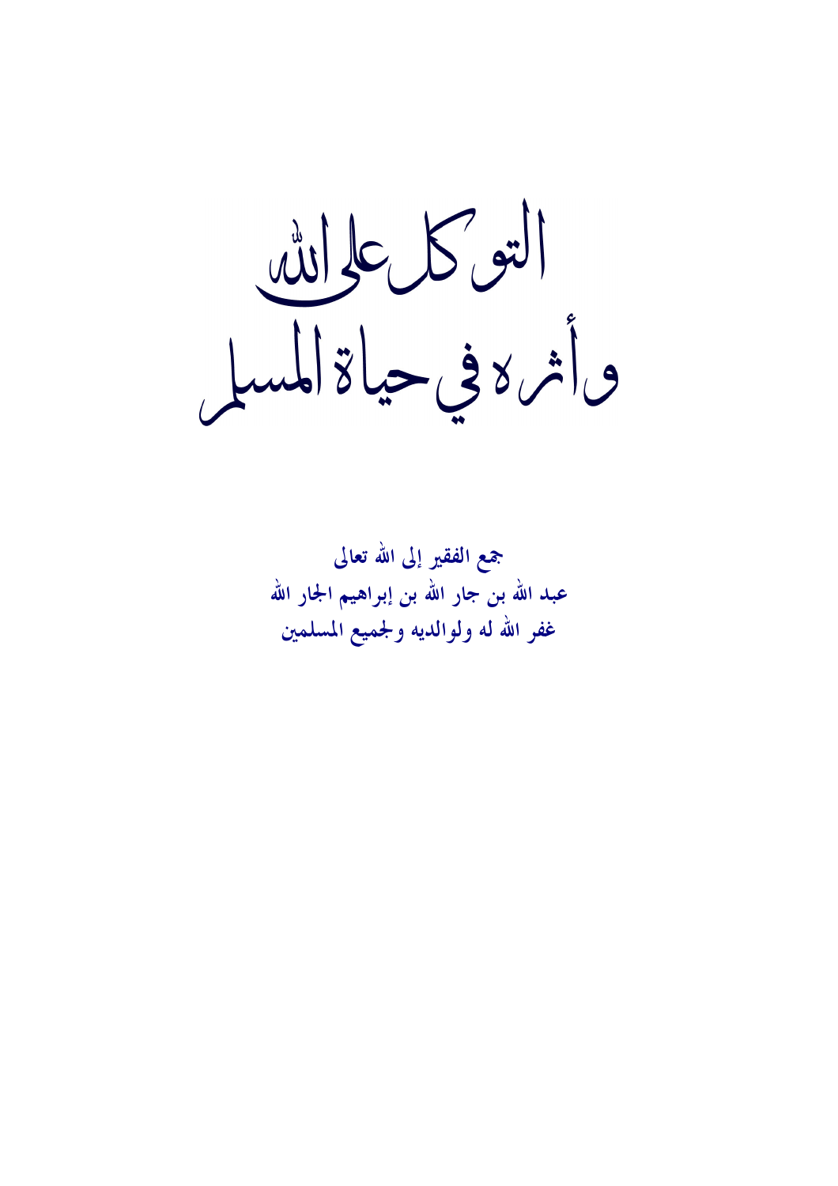# التوكل على الله وأثره في حياة المسلم

**جمع الفقير إلى الله تعالى**

**عبد الله بن جار الله بن إبراهيم الجار الله**

**غفر الله له ولوالديه ولجميع المسلمين**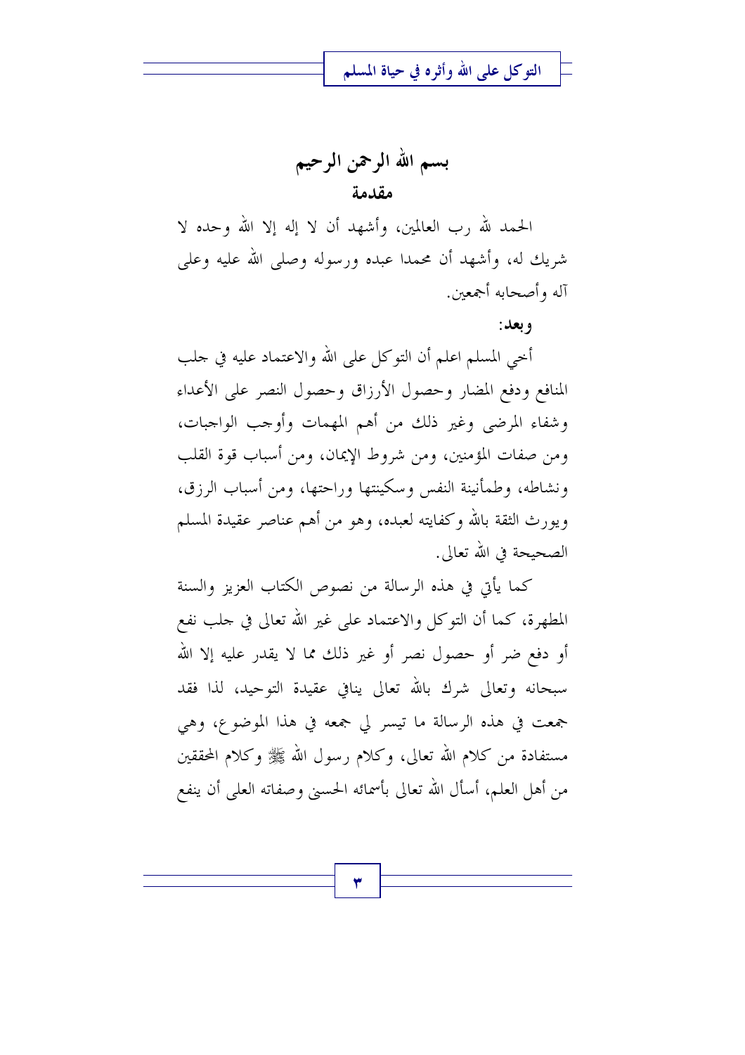## بسم الله الرحمن الرحيم

### مقدمة

الحمد لله رب العالمين، وأشهد أن لا إله إلا الله وحده لا شريك له، وأشهد أن محمدا عبده ورسوله وصلى الله عليه وعلى آله وأصحابه أجمعين.

**وبعد:**

أخي المسلم اعلم أن التوكل على الله والاعتماد عليه في جلب المنافع ودفع المضار وحصول الأرزاق وحصول النصر على الأعداء وشفاء المرضى وغير ذلك من أهم المهمات وأوجب الواجبات، ومن صفات المؤمنين، ومن شروط الإيمان، ومن أسباب قوة القلب ونشاطه، وطمأنينة النفس وسكينتها وراحتها، ومن أسباب الرزق، ويورث الثقة بالله وكفايته لعبده، وهو من أهم عناصر عقيدة المسلم الصحيحة في الله تعالى.

كما يأتي في هذه الرسالة من نصوص الكتاب العزيز والسنة المطهرة، كما أن التوكل والاعتماد على غير الله تعالى في جلب نفع أو دفع ضر أو حصول نصر أو غير ذلك مما لا يقدر عليه إلا الله سبحانه وتعالى شرك بالله تعالى ينافي عقيدة التوحيد، لذا فقد جمعت في هذه الرسالة ما تيسر لي جمعه في هذا الموضوع، وهي مستفادة من كلام الله تعالى، وكلام رسول الله ﷺ وكلام المحققين من أهل العلم، أسأل الله تعالى بأسمائه الحسنى وصفاته العلى أن ينفع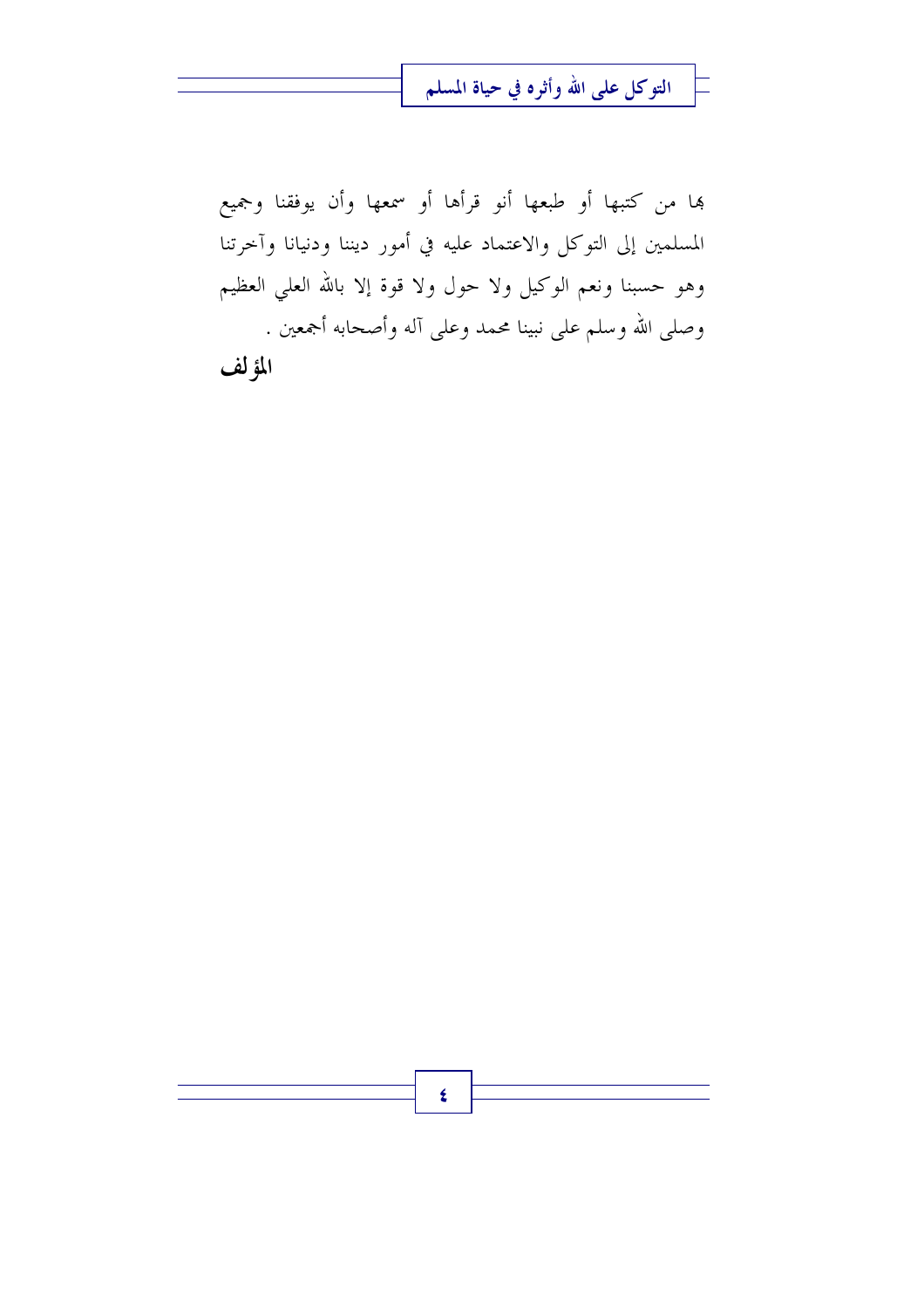بها من كتبها أو طبعها أنو قرأها أو سمعها وأن يوفقنا وجميع المسلمين إلى التوكل والاعتماد عليه في أمور ديننا ودنيانا وآخرتنا وهو حسبنا ونعم الوكيل ولا حول ولا قوة إلا بالله العلي العظيم وصلى الله وسلم على نبينا محمد وعلى آله وأصحابه أجمعين .

**المؤلف**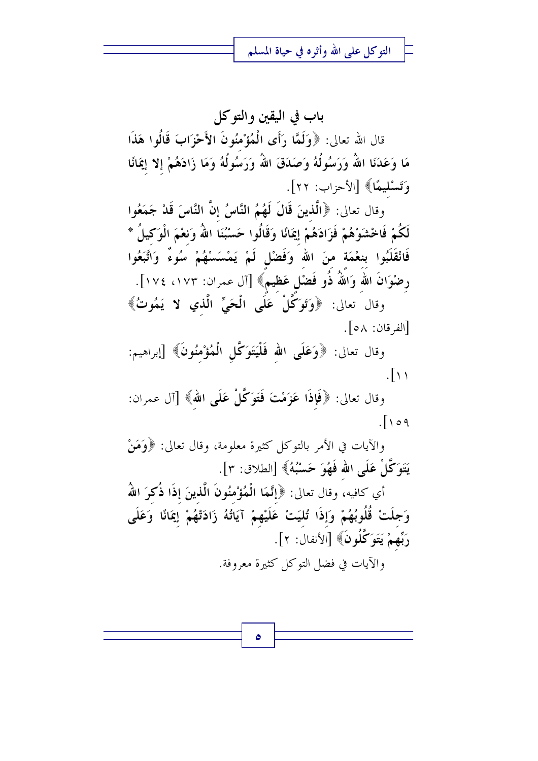## باب في اليقين والتوكل

قال الله تعالى: ﴿وَلَمَّا رَأَى الْمُؤْمِنُونَ الأَحْزَابَ قَالُوا هَذَا مَا وَعَدَنَا اللهُ وَرَسُولُهُ وَصَدَقَ اللهُ وَرَسُولُهُ وَمَا زَادَهُمْ إلا إِيمَانًا وَتَسْلِيمًا﴾ [الأحزاب: ٢٢].

وقال تعالى: ﴿الَّذِينَ قَالَ لَهُمُ النَّاسُ إِنَّ النَّاسَ قَدْ جَمَعُوا لَكُمْ فَاخْشَوْهُمْ فَزَادَهُمْ إِيمَانًا وَقَالُوا حَسْبُنَا اللهُ وَنِعْمَ الْوَكِيلُ * فَانْقَلَبُوا بِنِعْمَةٍ مِنَ اللهِ وَفَضْلٍ لَمْ يَمْسَسْهُمْ سُوءٌ وَاتَّبَعُوا رِضْوَانَ اللهِ وَاللهُ ذُو فَضْلٍ عَظِيمٍ﴾ [آل عمران: ١٧٣، ١٧٤].

وقال تعالى: ﴿وَتَوَكَّلْ عَلَى الْحَيِّ الَّذِي لا يَمُوتُ﴾ [الفرقان: ٥٨].

وقال تعالى: ﴿وَعَلَى اللهِ فَلْيَتَوَكَّلِ الْمُؤْمِنُونَ﴾ [إبراهيم: ١١].

وقال تعالى: ﴿فَإِذَا عَزَمْتَ فَتَوَكَّلْ عَلَى اللهِ﴾ [آل عمران: ١٥٩].

والآيات في الأمر بالتوكل كثيرة معلومة، وقال تعالى: ﴿وَمَنْ يَتَوَكَّلْ عَلَى اللهِ فَهُوَ حَسْبُهُ﴾ [الطلاق: ٣].

أي كافيه، وقال تعالى: ﴿إِنَّمَا الْمُؤْمِنُونَ الَّذِينَ إِذَا ذُكِرَ اللهُ وَجِلَتْ قُلُوبُهُمْ وَإِذَا تُلِيَتْ عَلَيْهِمْ آيَاتُهُ زَادَتْهُمْ إِيمَانًا وَعَلَى رَبِّهِمْ يَتَوَكَّلُونَ﴾ [الأنفال: ٢].

والآيات في فضل التوكل كثيرة معروفة.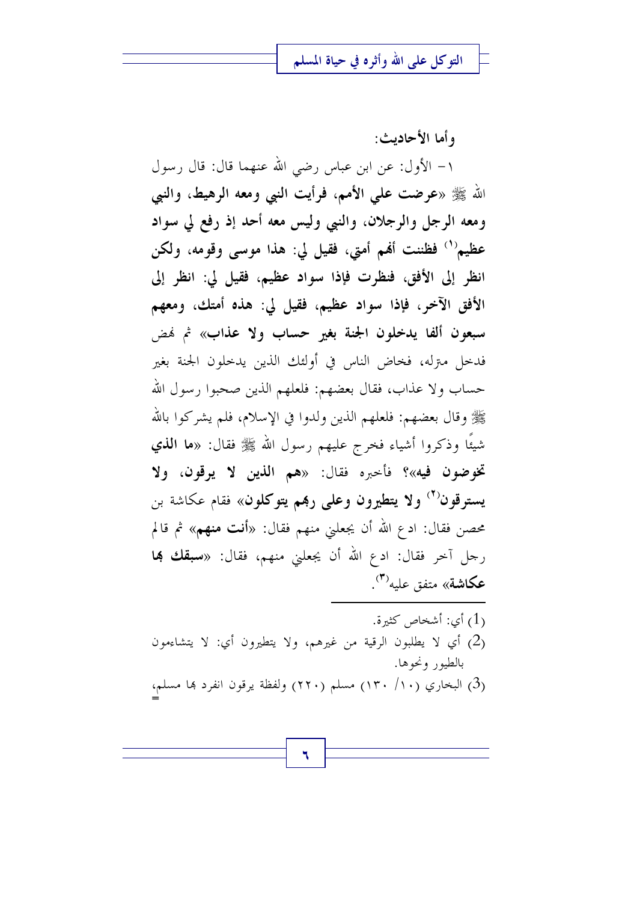**وأما الأحاديث:**

١- الأول: عن ابن عباس رضي الله عنهما قال: قال رسول الله ﷺ «**عرضت علي الأمم، فرأيت النبي ومعه الرهيط، والنبي ومعه الرجل والرجلان، والنبي وليس معه أحد إذ رفع لي سواد عظيم**[1] **فظننت أنهم أمتي، فقيل لي: هذا موسى وقومه، ولكن انظر إلى الأفق، فنظرت فإذا سواد عظيم، فقيل لي: انظر إلى الأفق الآخر، فإذا سواد عظيم، فقيل لي: هذه أمتك، ومعهم سبعون ألفا يدخلون الجنة بغير حساب ولا عذاب**» ثم نهض فدخل منزله، فخاض الناس في أولئك الذين يدخلون الجنة بغير حساب ولا عذاب، فقال بعضهم: فلعلهم الذين صحبوا رسول الله ﷺ وقال بعضهم: فلعلهم الذين ولدوا في الإسلام، فلم يشركوا بالله شيئًا وذكروا أشياء فخرج عليهم رسول الله ﷺ فقال: «**ما الذي تخوضون فيه**»؟ فأخبره فقال: «**هم الذين لا يرقون، ولا يسترقون**[2] **ولا يتطيرون وعلى ربهم يتوكلون**» فقام عكاشة بن محصن فقال: ادع الله أن يجعلني منهم فقال: «**أنت منهم**» ثم قام رجل آخر فقال: ادع الله أن يجعلني منهم، فقال: «**سبقك بها عكاشة**» متفق عليه[3].

---

(1) أي: أشخاص كثيرة.

(2) أي لا يطلبون الرقية من غيرهم، ولا يتطيرون أي: لا يتشاءمون بالطيور ونحوها.

(3) البخاري (١٠/ ١٣٠) مسلم (٢٢٠) ولفظة يرقون انفرد بها مسلم، =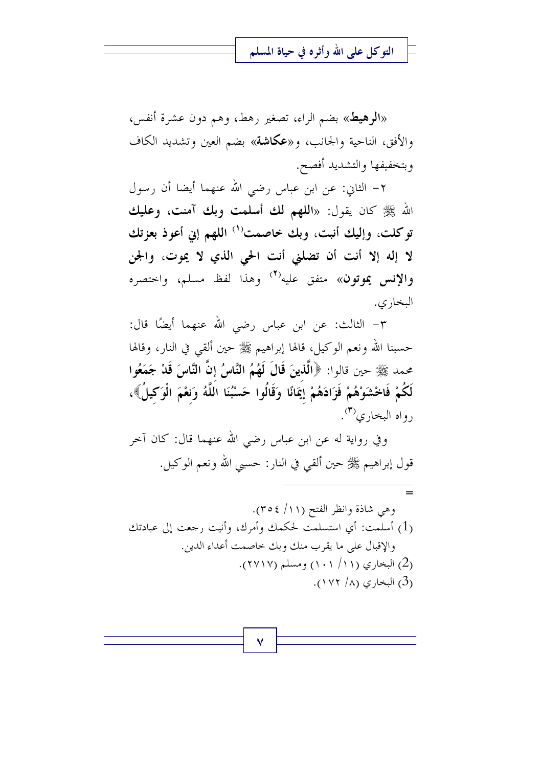«**الرهيط**» بضم الراء، تصغير رهط، وهم دون عشرة أنفس، والأفق، الناحية والجانب، و«**عكاشة**» بضم العين وتشديد الكاف وبتخفيفها والتشديد أفصح.

٢- الثاني: عن ابن عباس رضي الله عنهما أيضا أن رسول الله ﷺ كان يقول: «**اللهم لك أسلمت وبك آمنت، وعليك توكلت، وإليك أنبت، وبك خاصمت**[١] **اللهم إني أعوذ بعزتك لا إله إلا أنت أن تضلني أنت الحي الذي لا يموت، والجن والإنس يموتون**» متفق عليه[٢] وهذا لفظ مسلم، واختصره البخاري.

٣- الثالث: عن ابن عباس رضي الله عنهما أيضًا قال: حسبنا الله ونعم الوكيل، قالها إبراهيم ﷺ حين ألقي في النار، وقالها محمد ﷺ حين قالوا: ﴿**الَّذِينَ قَالَ لَهُمُ النَّاسُ إِنَّ النَّاسَ قَدْ جَمَعُوا لَكُمْ فَاخْشَوْهُمْ فَزَادَهُمْ إِيمَانًا وَقَالُوا حَسْبُنَا اللَّهُ وَنِعْمَ الْوَكِيلُ**﴾، رواه البخاري[٣].

وفي رواية له عن ابن عباس رضي الله عنهما قال: كان آخر قول إبراهيم ﷺ حين ألقي في النار: حسبي الله ونعم الوكيل.

---

وهي شاذة وانظر الفتح (١١/ ٣٥٤).

(1) أسلمت: أي استسلمت لحكمك وأمرك، وأنبت رجعت إلى عبادتك والإقبال على ما يقرب منك وبك خاصمت أعداء الدين.

(2) البخاري (١١/ ١٠١) ومسلم (٢٧١٧).

(3) البخاري (٨/ ١٧٢).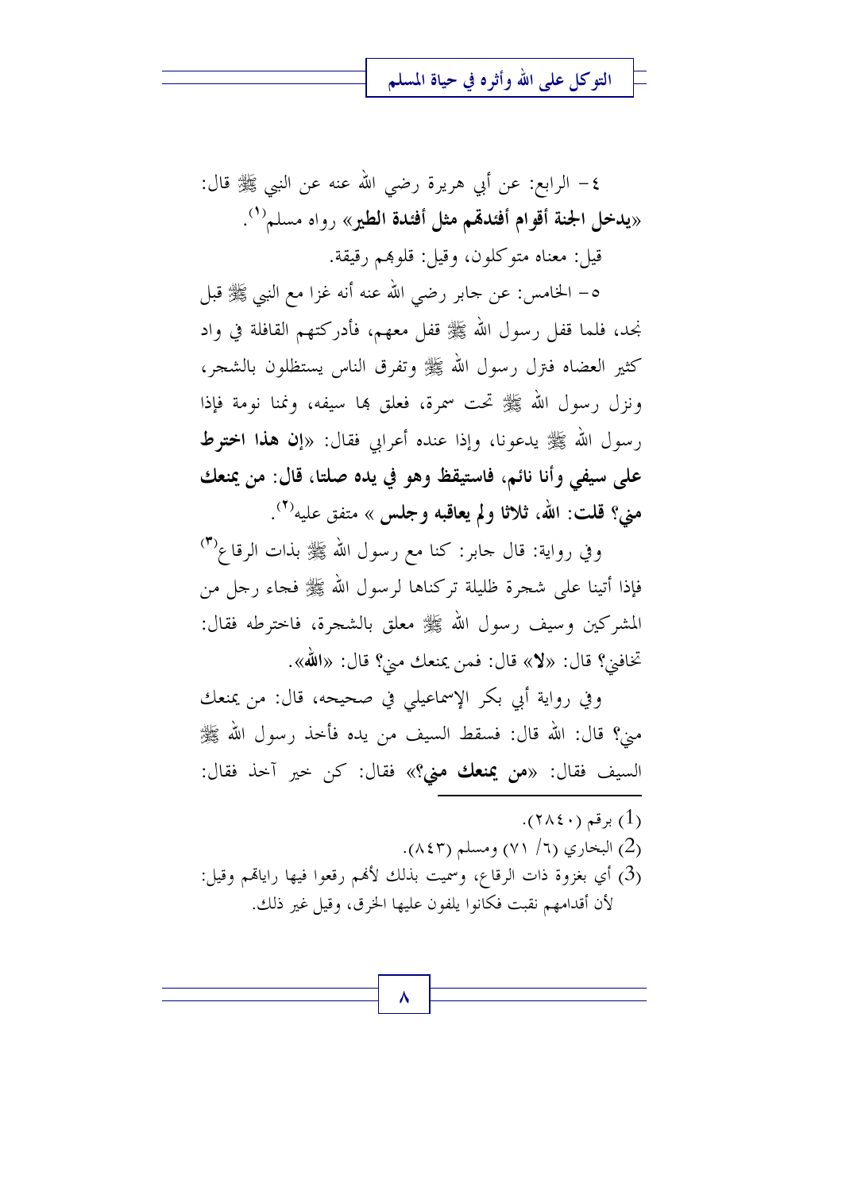٤- الرابع: عن أبي هريرة رضي الله عنه عن النبي ﷺ قال: «**يدخل الجنة أقوام أفئدتهم مثل أفئدة الطير**» رواه مسلم[1].

قيل: معناه متوكلون، وقيل: قلوبهم رقيقة.

٥- الخامس: عن جابر رضي الله عنه أنه غزا مع النبي ﷺ قبل نجد، فلما قفل رسول الله ﷺ قفل معهم، فأدركتهم القافلة في واد كثير العضاه فنزل رسول الله ﷺ وتفرق الناس يستظلون بالشجر، ونزل رسول الله ﷺ تحت سمرة، فعلق بها سيفه، ونمنا نومة فإذا رسول الله ﷺ يدعونا، وإذا عنده أعرابي فقال: «**إن هذا اخترط علي سيفي وأنا نائم، فاستيقظ وهو في يده صلتا، قال: من يمنعك مني؟ قلت: الله، ثلاثا ولم يعاقبه وجلس** » متفق عليه[2].

وفي رواية: قال جابر: كنا مع رسول الله ﷺ بذات الرقاع[3] فإذا أتينا على شجرة ظليلة تركناها لرسول الله ﷺ فجاء رجل من المشركين وسيف رسول الله ﷺ معلق بالشجرة، فاخترطه فقال: تخافني؟ قال: «**لا**» قال: فمن يمنعك مني؟ قال: «**الله**».

وفي رواية أبي بكر الإسماعيلي في صحيحه، قال: من يمنعك مني؟ قال: الله قال: فسقط السيف من يده فأخذ رسول الله ﷺ السيف فقال: «**من يمنعك مني؟**» فقال: كن خير آخذ فقال:

---

(1) برقم (٢٨٤٠).

(2) البخاري (٦/ ٧١) ومسلم (٨٤٣).

(3) أي بغزوة ذات الرقاع، وسميت بذلك لأنهم رقعوا فيها راياتهم وقيل: لأن أقدامهم نقبت فكانوا يلفون عليها الخرق، وقيل غير ذلك.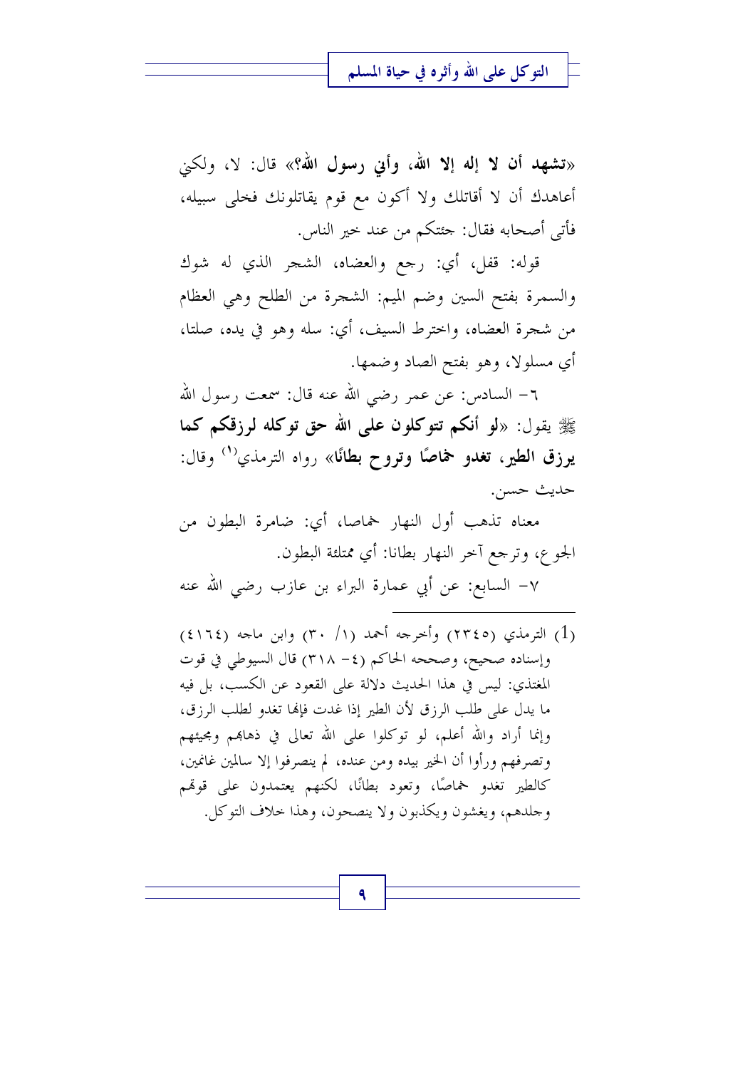«**تشهد أن لا إله إلا الله، وأني رسول الله؟**» قال: لا، ولكني أعاهدك أن لا أقاتلك ولا أكون مع قوم يقاتلونك فخلى سبيله، فأتى أصحابه فقال: جئتكم من عند خير الناس.

قوله: قفل، أي: رجع والعضاه، الشجر الذي له شوك والسمرة بفتح السين وضم الميم: الشجرة من الطلح وهي العظام من شجرة العضاه، واخترط السيف، أي: سله وهو في يده، صلتا، أي مسلولا، وهو بفتح الصاد وضمها.

٦- السادس: عن عمر رضي الله عنه قال: سمعت رسول الله ﷺ يقول: «**لو أنكم تتوكلون على الله حق توكله لرزقكم كما يرزق الطير، تغدو خماصًا وتروح بطانًا**» رواه الترمذي[1] وقال: حديث حسن.

معناه تذهب أول النهار خماصا، أي: ضامرة البطون من الجوع، وترجع آخر النهار بطانا: أي ممتلئة البطون.

٧- السابع: عن أبي عمارة البراء بن عازب رضي الله عنه

---

(1) الترمذي (٢٣٤٥) وأخرجه أحمد (١/ ٣٠) وابن ماجه (٤١٦٤) وإسناده صحيح، وصححه الحاكم (٤- ٣١٨) قال السيوطي في قوت المغتذي: ليس في هذا الحديث دلالة على القعود عن الكسب، بل فيه ما يدل على طلب الرزق لأن الطير إذا غدت فإنها تغدو لطلب الرزق، وإنما أراد والله أعلم، لو توكلوا على الله تعالى في ذهابهم ومجيئهم وتصرفهم ورأوا أن الخير بيده ومن عنده، لم ينصرفوا إلا سالمين غانمين، كالطير تغدو خماصًا، وتعود بطانًا، لكنهم يعتمدون على قوتهم وجلدهم، ويغشون ويكذبون ولا ينصحون، وهذا خلاف التوكل.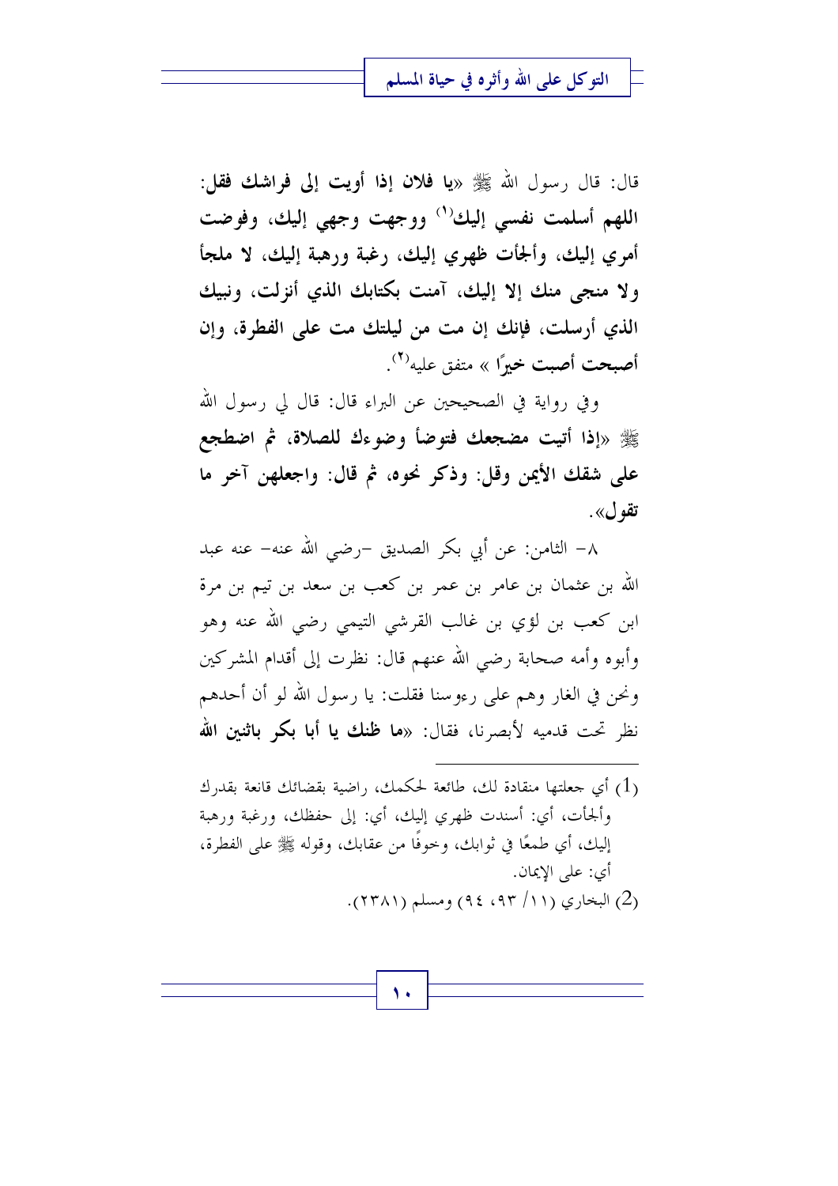قال: قال رسول الله ﷺ «**يا فلان إذا أويت إلى فراشك فقل: اللهم أسلمت نفسي إليك**[1] **ووجهت وجهي إليك، وفوضت أمري إليك، وألجأت ظهري إليك، رغبة ورهبة إليك، لا ملجأ ولا منجى منك إلا إليك، آمنت بكتابك الذي أنزلت، ونبيك الذي أرسلت، فإنك إن مت من ليلتك مت على الفطرة، وإن أصبحت أصبت خيرًا** » متفق عليه[2].

وفي رواية في الصحيحين عن البراء قال: قال لي رسول الله ﷺ «**إذا أتيت مضجعك فتوضأ وضوءك للصلاة، ثم اضطجع على شقك الأيمن وقل: وذكر نحوه، ثم قال: واجعلهن آخر ما تقول**».

٨- الثامن: عن أبي بكر الصديق -رضي الله عنه- عنه عبد الله بن عثمان بن عامر بن عمر بن كعب بن سعد بن تيم بن مرة ابن كعب بن لؤي بن غالب القرشي التيمي رضي الله عنه وهو وأبوه وأمه صحابة رضي الله عنهم قال: نظرت إلى أقدام المشركين ونحن في الغار وهم على رءوسنا فقلت: يا رسول الله لو أن أحدهم نظر تحت قدميه لأبصرنا، فقال: «**ما ظنك يا أبا بكر باثنين الله**

---

(1) أي جعلتها منقادة لك، طائعة لحكمك، راضية بقضائك قانعة بقدرك وألجأت، أي: أسندت ظهري إليك، أي: إلى حفظك، ورغبة ورهبة إليك، أي طمعًا في ثوابك، وخوفًا من عقابك، وقوله ﷺ على الفطرة، أي: على الإيمان.

(2) البخاري (١١/ ٩٣، ٩٤) ومسلم (٢٣٨١).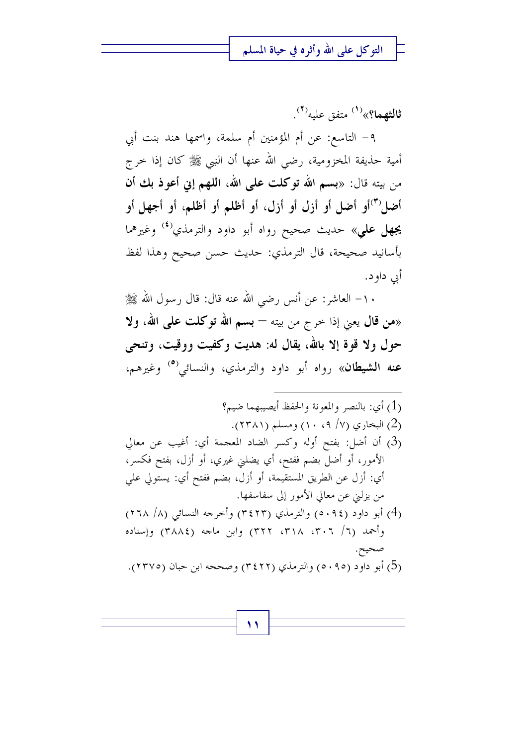**ثالثهما؟**»[1] متفق عليه[2].

٩- التاسع: عن أم المؤمنين أم سلمة، واسمها هند بنت أبي أمية حذيفة المخزومية، رضي الله عنها أن النبي ﷺ كان إذا خرج من بيته قال: «**بسم الله توكلت على الله، اللهم إني أعوذ بك أن أضل**[3]**أو أضل أو أزل أو أزل، أو أظلم أو أظلم، أو أجهل أو يجهل علي**» حديث صحيح رواه أبو داود والترمذي[4] وغيرهما بأسانيد صحيحة، قال الترمذي: حديث حسن صحيح وهذا لفظ أبي داود.

١٠- العاشر: عن أنس رضي الله عنه قال: قال رسول الله ﷺ «**من قال** يعني إذا خرج من بيته – **بسم الله توكلت على الله، ولا حول ولا قوة إلا بالله، يقال له: هديت وكفيت ووقيت، وتنحى عنه الشيطان**» رواه أبو داود والترمذي، والنسائي[5] وغيرهم،

---

(1) أي: بالنصر والمعونة والحفظ أيصيبهما ضيم؟

(2) البخاري (٧/ ٩، ١٠) ومسلم (٢٣٨١).

(3) أن أضل: بفتح أوله وكسر الضاد المعجمة أي: أغيب عن معالي الأمور، أو أضل بضم ففتح، أي يضلني غيري، أو أزل، بفتح فكسر، أي: أزل عن الطريق المستقيمة، أو أزل، بضم ففتح أي: يستولي علي من يزلني عن معالي الأمور إلى سفاسفها.

(4) أبو داود (٥٠٩٤) والترمذي (٣٤٢٣) وأخرجه النسائي (٨/ ٢٦٨) وأحمد (٦/ ٣٠٦، ٣١٨، ٣٢٢) وابن ماجه (٣٨٨٤) وإسناده صحيح.

(5) أبو داود (٥٠٩٥) والترمذي (٣٤٢٢) وصححه ابن حبان (٢٣٧٥).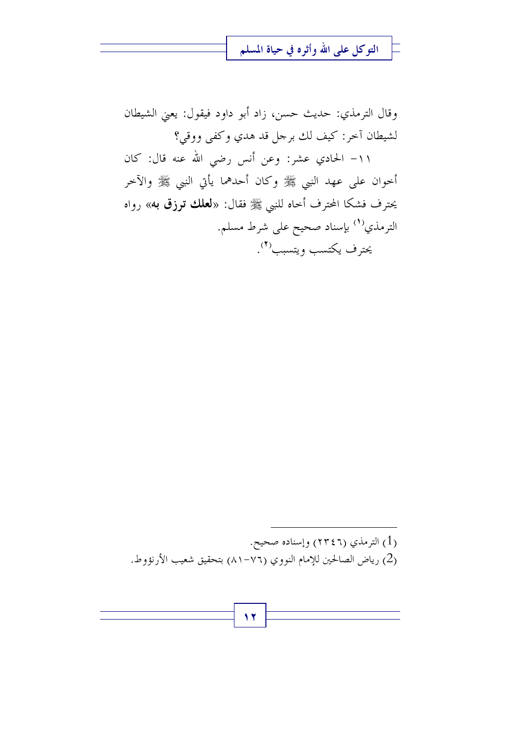وقال الترمذي: حديث حسن، زاد أبو داود فيقول: يعني الشيطان لشيطان آخر: كيف لك برجل قد هدي وكفى ووقي؟

١١- الحادي عشر: وعن أنس رضي الله عنه قال: كان أخوان على عهد النبي ﷺ وكان أحدهما يأتي النبي ﷺ والآخر يحترف فشكا المحترف أخاه للنبي ﷺ فقال: «**لعلك ترزق به**» رواه الترمذي[1] بإسناد صحيح على شرط مسلم.

يحترف يكتسب ويتسبب[2].

---

(1) الترمذي (٢٣٤٦) وإسناده صحيح.

(2) رياض الصالحين للإمام النووي (٧٦-٨١) بتحقيق شعيب الأرنؤوط.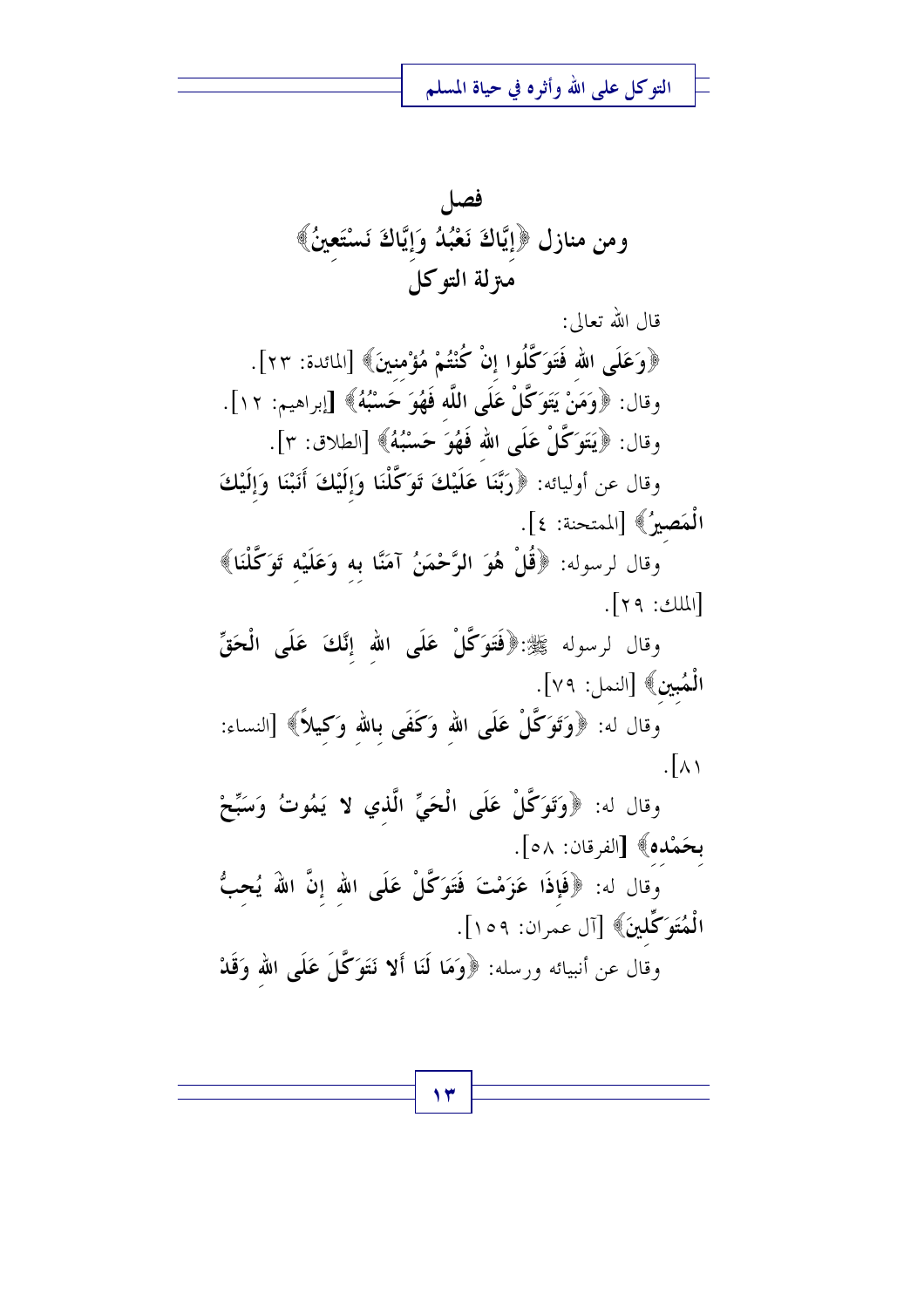## فصل

## ومن منازل ﴿إِيَّاكَ نَعْبُدُ وَإِيَّاكَ نَسْتَعِينُ﴾ منزلة التوكل

قال الله تعالى:

﴿وَعَلَى اللهِ فَتَوَكَّلُوا إِنْ كُنْتُمْ مُؤْمِنِينَ﴾ [المائدة: ٢٣].

وقال: ﴿وَمَنْ يَتَوَكَّلْ عَلَى اللَّهِ فَهُوَ حَسْبُهُ﴾ [إبراهيم: ١٢].

وقال: ﴿يَتَوَكَّلْ عَلَى اللهِ فَهُوَ حَسْبُهُ﴾ [الطلاق: ٣].

وقال عن أوليائه: ﴿رَبَّنَا عَلَيْكَ تَوَكَّلْنَا وَإِلَيْكَ أَنَبْنَا وَإِلَيْكَ الْمَصِيرُ﴾ [الممتحنة: ٤].

وقال لرسوله: ﴿قُلْ هُوَ الرَّحْمَنُ آمَنَّا بِهِ وَعَلَيْهِ تَوَكَّلْنَا﴾ [الملك: ٢٩].

وقال لرسوله ﷺ:﴿فَتَوَكَّلْ عَلَى اللهِ إِنَّكَ عَلَى الْحَقِّ الْمُبِينِ﴾ [النمل: ٧٩].

وقال له: ﴿وَتَوَكَّلْ عَلَى اللهِ وَكَفَى بِاللهِ وَكِيلاً﴾ [النساء: ٨١].

وقال له: ﴿وَتَوَكَّلْ عَلَى الْحَيِّ الَّذِي لا يَمُوتُ وَسَبِّحْ بِحَمْدِهِ﴾ [الفرقان: ٥٨].

وقال له: ﴿فَإِذَا عَزَمْتَ فَتَوَكَّلْ عَلَى اللهِ إِنَّ اللهَ يُحِبُّ الْمُتَوَكِّلِينَ﴾ [آل عمران: ١٥٩].

وقال عن أنبيائه ورسله: ﴿وَمَا لَنَا أَلا نَتَوَكَّلَ عَلَى اللهِ وَقَدْ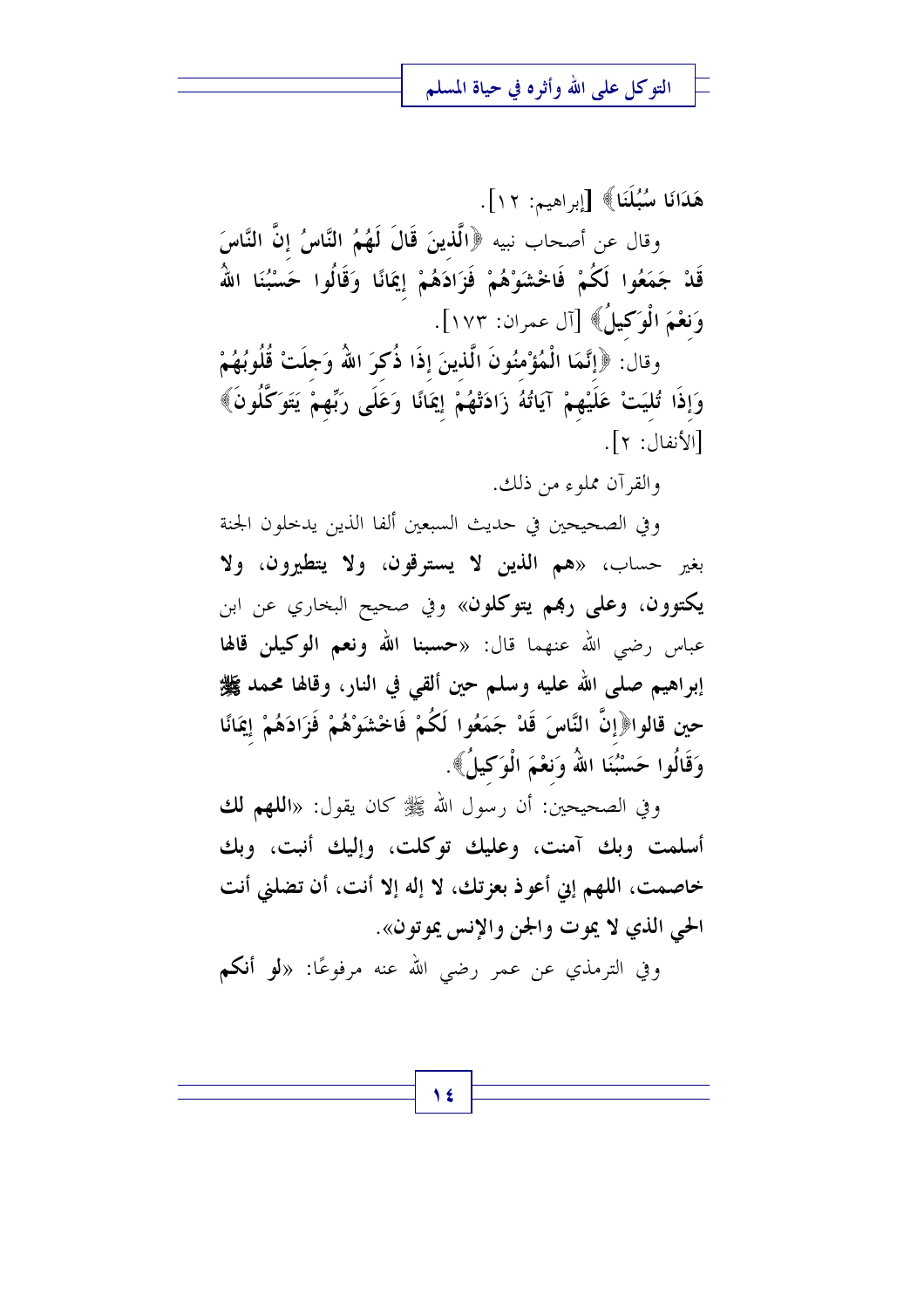**هَدَانَا سُبُلَنَا﴾** [إبراهيم: ١٢].

وقال عن أصحاب نبيه **﴿الَّذِينَ قَالَ لَهُمُ النَّاسُ إِنَّ النَّاسَ قَدْ جَمَعُوا لَكُمْ فَاخْشَوْهُمْ فَزَادَهُمْ إِيمَانًا وَقَالُوا حَسْبُنَا اللهُ وَنِعْمَ الْوَكِيلُ﴾** [آل عمران: ١٧٣].

وقال: **﴿إِنَّمَا الْمُؤْمِنُونَ الَّذِينَ إِذَا ذُكِرَ اللهُ وَجِلَتْ قُلُوبُهُمْ وَإِذَا تُلِيَتْ عَلَيْهِمْ آيَاتُهُ زَادَتْهُمْ إِيمَانًا وَعَلَى رَبِّهِمْ يَتَوَكَّلُونَ﴾** [الأنفال: ٢].

والقرآن مملوء من ذلك.

وفي الصحيحين في حديث السبعين ألفا الذين يدخلون الجنة بغير حساب، «**هم الذين لا يسترقون، ولا يتطيرون، ولا يكتوون، وعلى ربهم يتوكلون**» وفي صحيح البخاري عن ابن عباس رضي الله عنهما قال: «**حسبنا الله ونعم الوكيلن قالها إبراهيم صلى الله عليه وسلم حين ألقي في النار، وقالها محمد ﷺ حين قالوا﴿إِنَّ النَّاسَ قَدْ جَمَعُوا لَكُمْ فَاخْشَوْهُمْ فَزَادَهُمْ إِيمَانًا وَقَالُوا حَسْبُنَا اللهُ وَنِعْمَ الْوَكِيلُ﴾**.

وفي الصحيحين: أن رسول الله ﷺ كان يقول: «**اللهم لك أسلمت وبك آمنت، وعليك توكلت، وإليك أنبت، وبك خاصمت، اللهم إني أعوذ بعزتك، لا إله إلا أنت، أن تضلني أنت الحي الذي لا يموت والجن والإنس يموتون**».

وفي الترمذي عن عمر رضي الله عنه مرفوعًا: «**لو أنكم**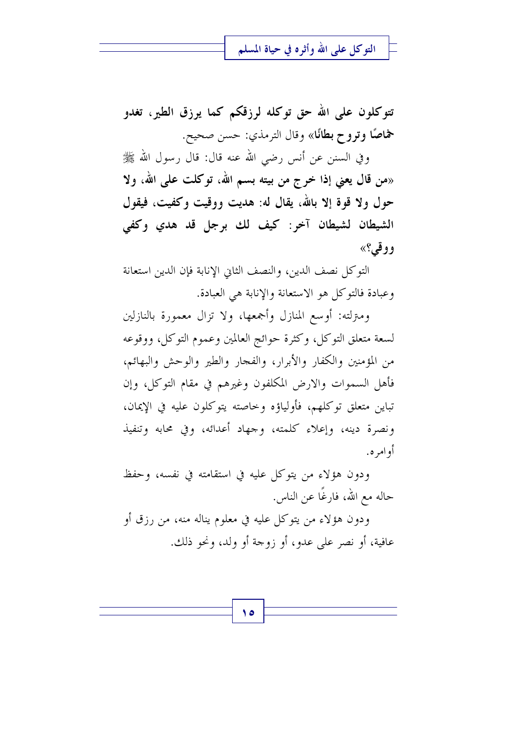**تتوكلون على الله حق توكله لرزقكم كما يرزق الطير، تغدو خماصًا وتروح بطانًا»** وقال الترمذي: حسن صحيح.

وفي السنن عن أنس رضي الله عنه قال: قال رسول الله ﷺ **«من قال يعني إذا خرج من بيته بسم الله، توكلت على الله، ولا حول ولا قوة إلا بالله، يقال له: هديت ووقيت وكفيت، فيقول الشيطان لشيطان آخر: كيف لك برجل قد هدي وكفي ووقي؟»**

التوكل نصف الدين، والنصف الثاني الإنابة فإن الدين استعانة وعبادة فالتوكل هو الاستعانة والإنابة هي العبادة.

ومنزلته: أوسع المنازل وأجمعها، ولا تزال معمورة بالنازلين لسعة متعلق التوكل، وكثرة حوائج العالمين وعموم التوكل، ووقوعه من المؤمنين والكفار والأبرار، والفجار والطير والوحش والبهائم، فأهل السموات والارض المكلفون وغيرهم في مقام التوكل، وإن تباين متعلق توكلهم، فأولياؤه وخاصته يتوكلون عليه في الإيمان، ونصرة دينه، وإعلاء كلمته، وجهاد أعدائه، وفي محابه وتنفيذ أوامره.

ودون هؤلاء من يتوكل عليه في استقامته في نفسه، وحفظ حاله مع الله، فارغًا عن الناس.

ودون هؤلاء من يتوكل عليه في معلوم يناله منه، من رزق أو عافية، أو نصر على عدو، أو زوجة أو ولد، ونحو ذلك.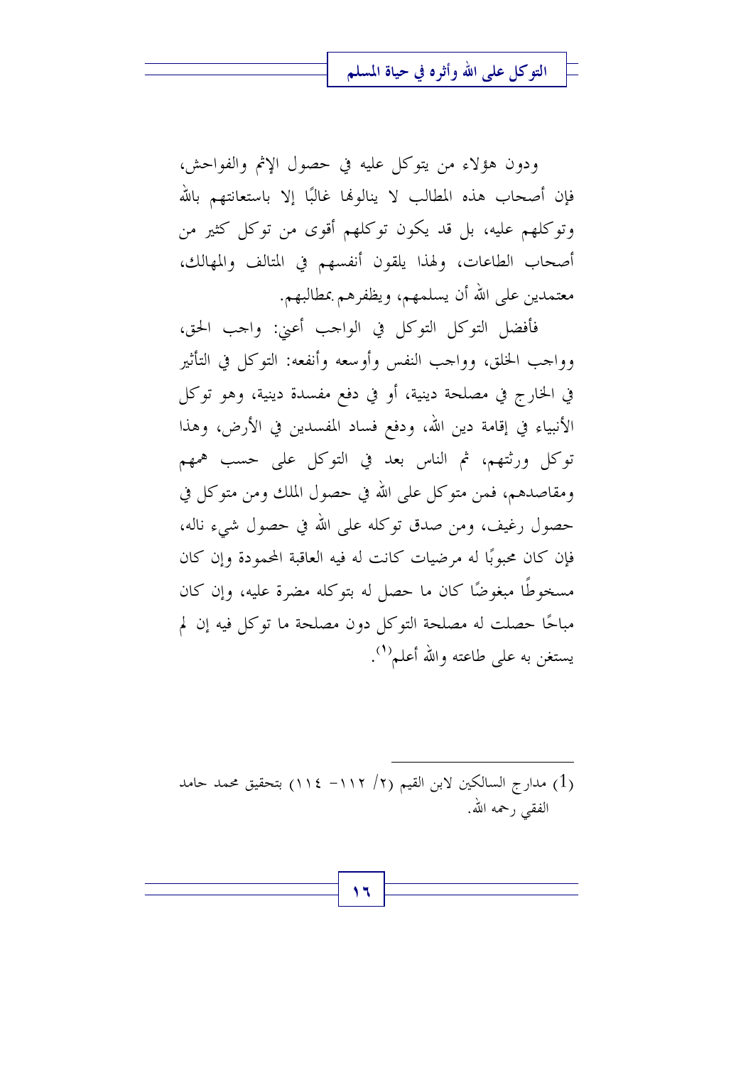ودون هؤلاء من يتوكل عليه في حصول الإثم والفواحش، فإن أصحاب هذه المطالب لا ينالونها غالبًا إلا باستعانتهم بالله وتوكلهم عليه، بل قد يكون توكلهم أقوى من توكل كثير من أصحاب الطاعات، ولهذا يلقون أنفسهم في المتالف والمهالك، معتمدين على الله أن يسلمهم، ويظفرهم بمطالبهم.

فأفضل التوكل التوكل في الواجب أعني: واجب الحق، وواجب الخلق، وواجب النفس وأوسعه وأنفعه: التوكل في التأثير في الخارج في مصلحة دينية، أو في دفع مفسدة دينية، وهو توكل الأنبياء في إقامة دين الله، ودفع فساد المفسدين في الأرض، وهذا توكل ورثتهم، ثم الناس بعد في التوكل على حسب هممهم ومقاصدهم، فمن متوكل على الله في حصول الملك ومن متوكل في حصول رغيف، ومن صدق توكله على الله في حصول شيء ناله، فإن كان محبوبًا له مرضيات كانت له فيه العاقبة المحمودة وإن كان مسخوطًا مبغوضًا كان ما حصل له بتوكله مضرة عليه، وإن كان مباحًا حصلت له مصلحة التوكل دون مصلحة ما توكل فيه إن لم يستغن به على طاعته والله أعلم[1].

---

(1) مدارج السالكين لابن القيم (٢/ ١١٢- ١١٤) بتحقيق محمد حامد الفقي رحمه الله.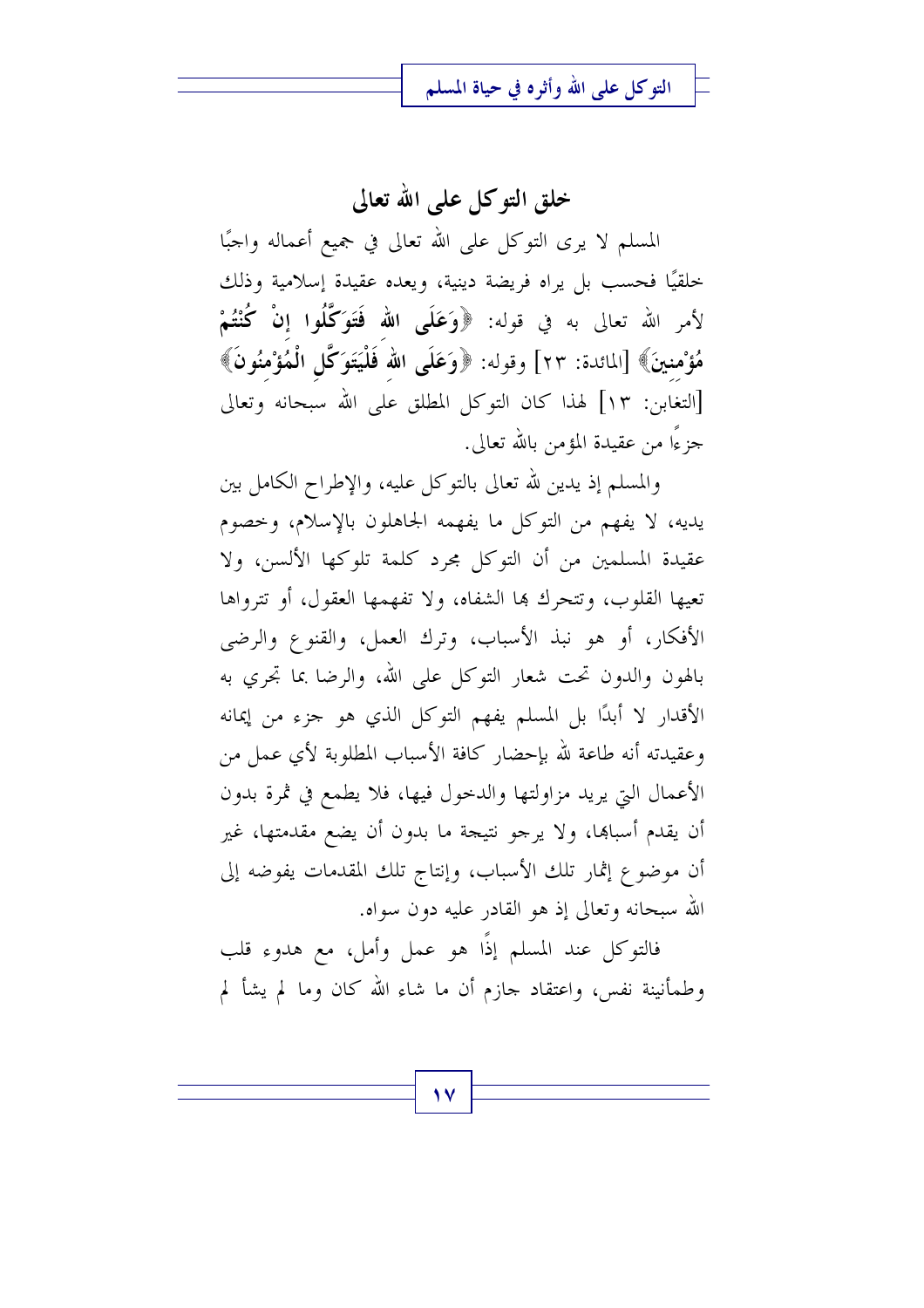## خلق التوكل على الله تعالى

المسلم لا يرى التوكل على الله تعالى في جميع أعماله واجبًا خلقيًا فحسب بل يراه فريضة دينية، ويعده عقيدة إسلامية وذلك لأمر الله تعالى به في قوله: ﴿**وَعَلَى اللهِ فَتَوَكَّلُوا إِنْ كُنْتُمْ مُؤْمِنِينَ**﴾ [المائدة: ٢٣] وقوله: ﴿**وَعَلَى اللهِ فَلْيَتَوَكَّلِ الْمُؤْمِنُونَ**﴾ [التغابن: ١٣] لهذا كان التوكل المطلق على الله سبحانه وتعالى جزءًا من عقيدة المؤمن بالله تعالى.

والمسلم إذ يدين لله تعالى بالتوكل عليه، والإطراح الكامل بين يديه، لا يفهم من التوكل ما يفهمه الجاهلون بالإسلام، وخصوم عقيدة المسلمين من أن التوكل مجرد كلمة تلوكها الألسن، ولا تعيها القلوب، وتتحرك بها الشفاه، ولا تفهمها العقول، أو تترواها الأفكار، أو هو نبذ الأسباب، وترك العمل، والقنوع والرضى بالهون والدون تحت شعار التوكل على الله، والرضا بما تجري به الأقدار لا أبدًا بل المسلم يفهم التوكل الذي هو جزء من إيمانه وعقيدته أنه طاعة لله بإحضار كافة الأسباب المطلوبة لأي عمل من الأعمال التي يريد مزاولتها والدخول فيها، فلا يطمع في ثمرة بدون أن يقدم أسبابها، ولا يرجو نتيجة ما بدون أن يضع مقدمتها، غير أن موضوع إثمار تلك الأسباب، وإنتاج تلك المقدمات يفوضه إلى الله سبحانه وتعالى إذ هو القادر عليه دون سواه.

فالتوكل عند المسلم إذًا هو عمل وأمل، مع هدوء قلب وطمأنينة نفس، واعتقاد جازم أن ما شاء الله كان وما لم يشأ لم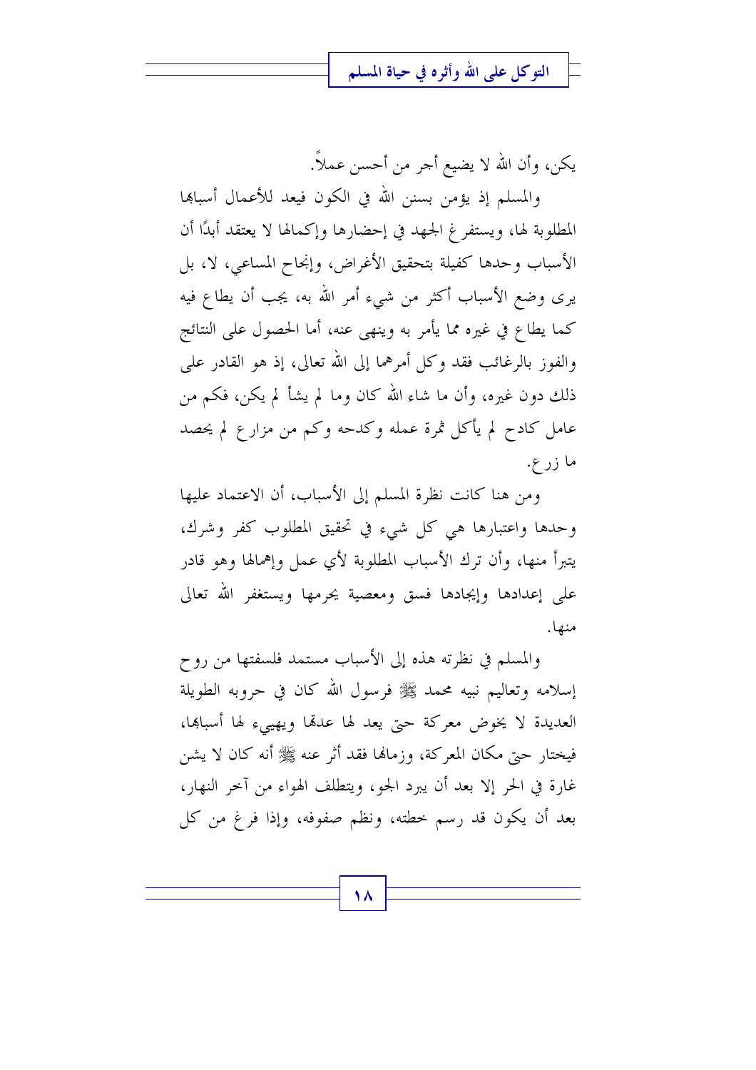يكن، وأن الله لا يضيع أجر من أحسن عملاً.

والمسلم إذ يؤمن بسنن الله في الكون فيعد للأعمال أسبابها المطلوبة لها، ويستفرغ الجهد في إحضارها وإكمالها لا يعتقد أبدًا أن الأسباب وحدها كفيلة بتحقيق الأغراض، وإنجاح المساعي، لا، بل يرى وضع الأسباب أكثر من شيء أمر الله به، يجب أن يطاع فيه كما يطاع في غيره مما يأمر به وينهى عنه، أما الحصول على النتائج والفوز بالرغائب فقد وكل أمرهما إلى الله تعالى، إذ هو القادر على ذلك دون غيره، وأن ما شاء الله كان وما لم يشأ لم يكن، فكم من عامل كادح لم يأكل ثمرة عمله وكدحه وكم من مزارع لم يحصد ما زرع.

ومن هنا كانت نظرة المسلم إلى الأسباب، أن الاعتماد عليها وحدها واعتبارها هي كل شيء في تحقيق المطلوب كفر وشرك، يتبرأ منها، وأن ترك الأسباب المطلوبة لأي عمل وإهمالها وهو قادر على إعدادها وإيجادها فسق ومعصية يحرمها ويستغفر الله تعالى منها.

والمسلم في نظرته هذه إلى الأسباب مستمد فلسفتها من روح إسلامه وتعاليم نبيه محمد ﷺ فرسول الله كان في حروبه الطويلة العديدة لا يخوض معركة حتى يعد لها عدتها ويهيىء لها أسبابها، فيختار حتى مكان المعركة، وزمانها فقد أثر عنه ﷺ أنه كان لا يشن غارة في الحر إلا بعد أن يبرد الجو، ويتطلف الهواء من آخر النهار، بعد أن يكون قد رسم خطته، ونظم صفوفه، وإذا فرغ من كل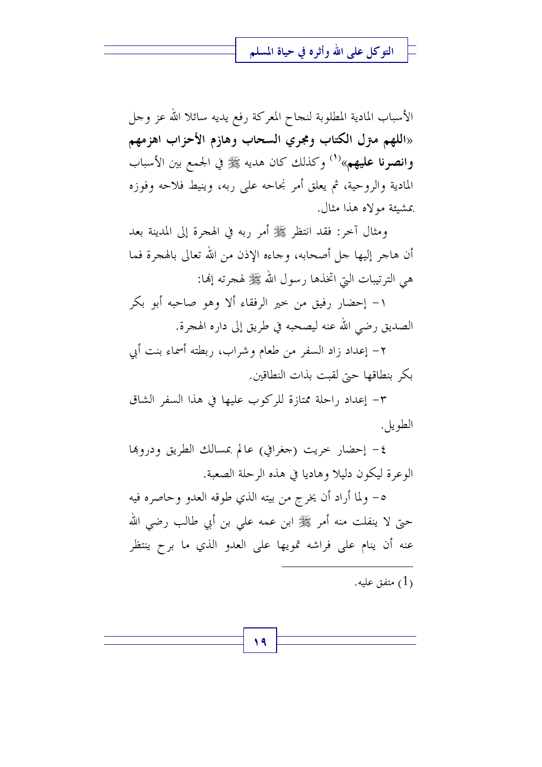الأسباب المادية المطلوبة لنجاح المعركة رفع يديه سائلا الله عز وجل «**اللهم مترل الكتاب ومجري السحاب وهازم الأحزاب اهزمهم وانصرنا عليهم**»[1] وكذلك كان هديه ﷺ في الجمع بين الأسباب المادية والروحية، ثم يعلق أمر نجاحه على ربه، وينيط فلاحه وفوزه بمشيئة مولاه هذا مثال.

ومثال آخر: فقد انتظر ﷺ أمر ربه في الهجرة إلى المدينة بعد أن هاجر إليها جل أصحابه، وجاءه الإذن من الله تعالى بالهجرة فما هي الترتيبات التي اتخذها رسول الله ﷺ لهجرته إنها:

١- إحضار رفيق من خير الرفقاء ألا وهو صاحبه أبو بكر الصديق رضي الله عنه ليصحبه في طريق إلى داره الهجرة.

٢- إعداد زاد السفر من طعام وشراب، ربطته أسماء بنت أبي بكر بنطاقها حتى لقبت بذات النطاقين.

٣- إعداد راحلة ممتازة للركوب عليها في هذا السفر الشاق الطويل.

٤- إحضار خريت (جغرافي) عالم بمسالك الطريق ودروبها الوعرة ليكون دليلا وهاديا في هذه الرحلة الصعبة.

٥- ولما أراد أن يخرج من بيته الذي طوقه العدو وحاصره فيه حتى لا ينفلت منه أمر ﷺ ابن عمه علي بن أبي طالب رضي الله عنه أن ينام على فراشه تمويها على العدو الذي ما برح ينتظر

---

(1) متفق عليه.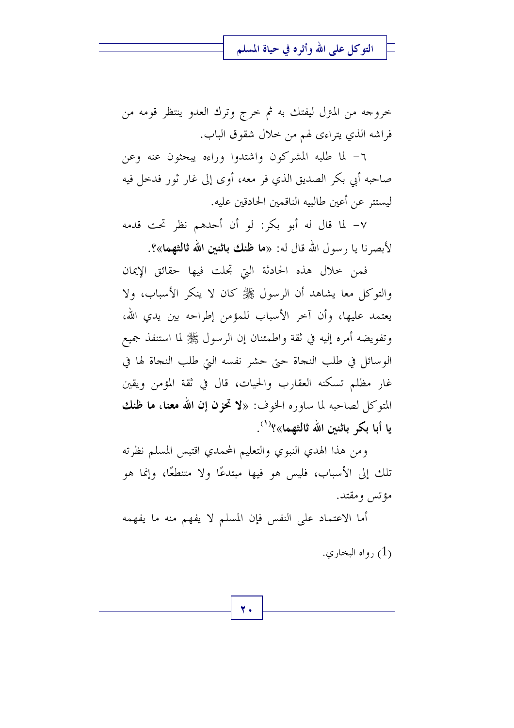خروجه من المترل ليفتك به ثم خرج وترك العدو ينتظر قومه من فراشه الذي يتراءى لهم من خلال شقوق الباب.

٦- لما طلبه المشركون واشتدوا وراءه يبحثون عنه وعن صاحبه أبي بكر الصديق الذي فر معه، أوى إلى غار ثور فدخل فيه ليستتر عن أعين طالبيه الناقمين الحادقين عليه.

٧- لما قال له أبو بكر: لو أن أحدهم نظر تحت قدمه لأبصرنا يا رسول الله قال له: «**ما ظنك باثنين الله ثالثهما**»؟.

فمن خلال هذه الحادثة التي تجلت فيها حقائق الإيمان والتوكل معا يشاهد أن الرسول ﷺ كان لا ينكر الأسباب، ولا يعتمد عليها، وأن آخر الأسباب للمؤمن إطراحه بين يدي الله، وتفويضه أمره إليه في ثقة واطمئنان إن الرسول ﷺ لما استنفذ جميع الوسائل في طلب النجاة حتى حشر نفسه التي طلب النجاة لها في غار مظلم تسكنه العقارب والحيات، قال في ثقة المؤمن ويقين المتوكل لصاحبه لما ساوره الخوف: «**لا تحزن إن الله معنا، ما ظنك يا أبا بكر باثنين الله ثالثهما**»؟[1].

ومن هذا الهدي النبوي والتعليم المحمدي اقتبس المسلم نظرته تلك إلى الأسباب، فليس هو فيها مبتدعًا ولا متنطعًا، وإنما هو مؤتس ومقتد.

أما الاعتماد على النفس فإن المسلم لا يفهم منه ما يفهمه

---

(1) رواه البخاري.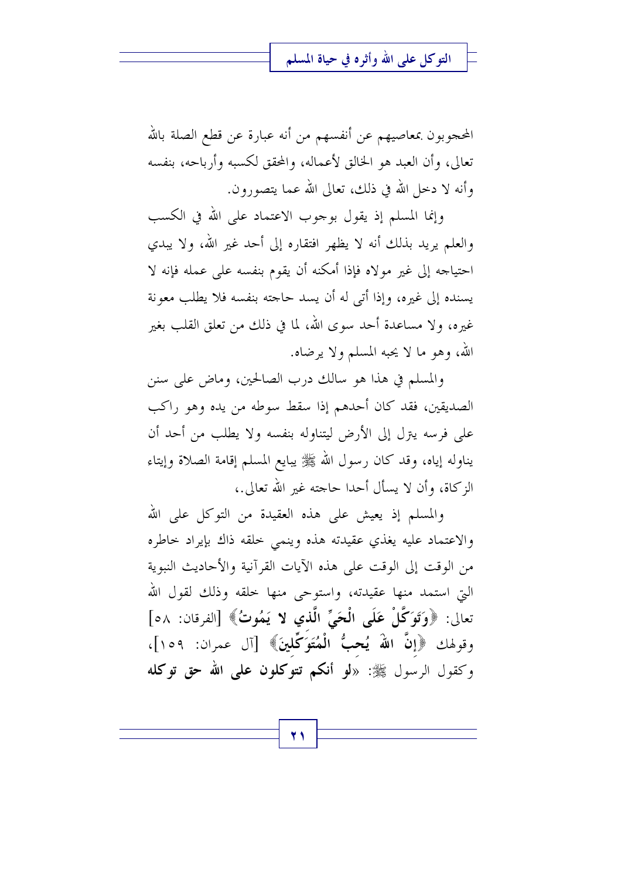المحجوبون بمعاصيهم عن أنفسهم من أنه عبارة عن قطع الصلة بالله تعالى، وأن العبد هو الخالق لأعماله، والمحقق لكسبه وأرباحه، بنفسه وأنه لا دخل الله في ذلك، تعالى الله عما يتصورون.

وإنما المسلم إذ يقول بوجوب الاعتماد على الله في الكسب والعلم يريد بذلك أنه لا يظهر افتقاره إلى أحد غير الله، ولا يبدي احتياجه إلى غير مولاه فإذا أمكنه أن يقوم بنفسه على عمله فإنه لا يسنده إلى غيره، وإذا أتى له أن يسد حاجته بنفسه فلا يطلب معونة غيره، ولا مساعدة أحد سوى الله، لما في ذلك من تعلق القلب بغير الله، وهو ما لا يحبه المسلم ولا يرضاه.

والمسلم في هذا هو سالك درب الصالحين، وماض على سنن الصديقين، فقد كان أحدهم إذا سقط سوطه من يده وهو راكب على فرسه يترل إلى الأرض ليتناوله بنفسه ولا يطلب من أحد أن يناوله إياه، وقد كان رسول الله ﷺ يبايع المسلم إقامة الصلاة وإيتاء الزكاة، وأن لا يسأل أحدا حاجته غير الله تعالى.،

والمسلم إذ يعيش على هذه العقيدة من التوكل على الله والاعتماد عليه يغذي عقيدته هذه وينمي خلقه ذاك بإيراد خاطره من الوقت إلى الوقت على هذه الآيات القرآنية والأحاديث النبوية التي استمد منها عقيدته، واستوحى منها خلقه وذلك لقول الله تعالى: ﴿**وَتَوَكَّلْ عَلَى الْحَيِّ الَّذِي لا يَمُوتُ**﴾ [الفرقان: ٥٨] وقوله ﴿**إِنَّ اللهَ يُحِبُّ الْمُتَوَكِّلِينَ**﴾ [آل عمران: ١٥٩]، وكقول الرسول ﷺ: «**لو أنكم تتوكلون على الله حق توكله**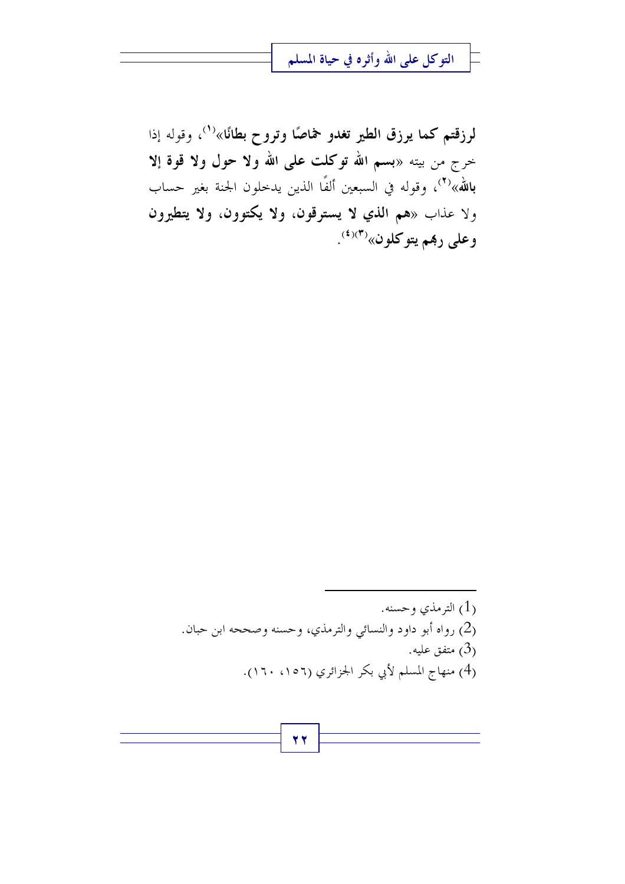**لرزقتم كما يرزق الطير تغدو خماصًا وتروح بطانًا**»[1]، وقوله إذا خرج من بيته «**بسم الله توكلت على الله ولا حول ولا قوة إلا بالله**»[2]، وقوله في السبعين ألفًا الذين يدخلون الجنة بغير حساب ولا عذاب «**هم الذي لا يسترقون، ولا يكتوون، ولا يتطيرون وعلى ربهم يتوكلون**»[3][4].

---

(1) الترمذي وحسنه.

(2) رواه أبو داود والنسائي والترمذي، وحسنه وصححه ابن حبان.

(3) متفق عليه.

(4) منهاج المسلم لأبي بكر الجزائري (١٥٦، ١٦٠).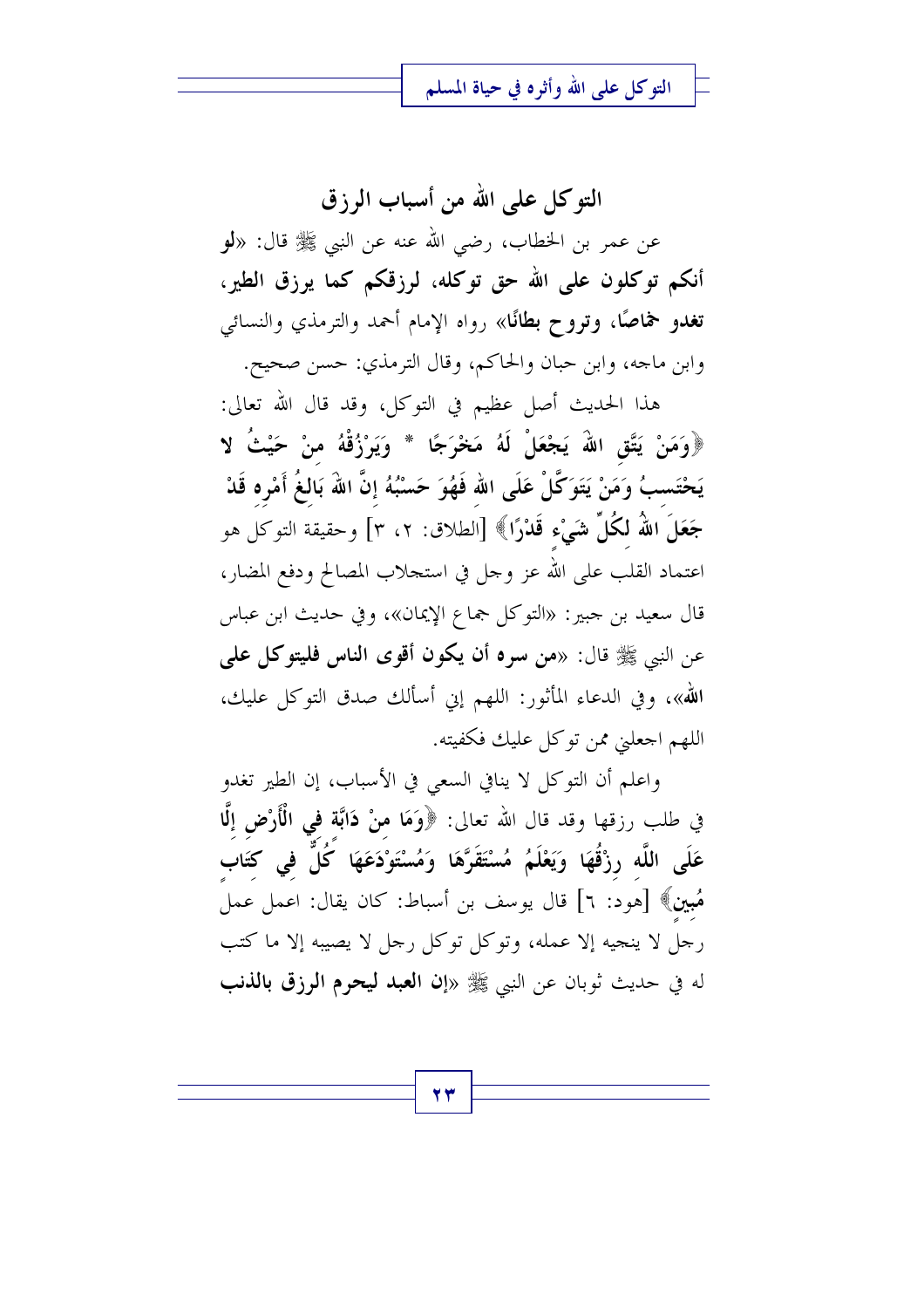## التوكل على الله من أسباب الرزق

عن عمر بن الخطاب، رضي الله عنه عن النبي ﷺ قال: «**لو أنكم توكلون على الله حق توكله، لرزقكم كما يرزق الطير، تغدو خماصًا، وتروح بطانًا**» رواه الإمام أحمد والترمذي والنسائي وابن ماجه، وابن حبان والحاكم، وقال الترمذي: حسن صحيح.

هذا الحديث أصل عظيم في التوكل، وقد قال الله تعالى: ﴿**وَمَنْ يَتَّقِ اللهَ يَجْعَلْ لَهُ مَخْرَجًا * وَيَرْزُقْهُ مِنْ حَيْثُ لا يَحْتَسِبُ وَمَنْ يَتَوَكَّلْ عَلَى اللهِ فَهُوَ حَسْبُهُ إِنَّ اللهَ بَالِغُ أَمْرِهِ قَدْ جَعَلَ اللهُ لِكُلِّ شَيْءٍ قَدْرًا**﴾ [الطلاق: ٢، ٣] وحقيقة التوكل هو اعتماد القلب على الله عز وجل في استجلاب المصالح ودفع المضار، قال سعيد بن جبير: «التوكل جماع الإيمان»، وفي حديث ابن عباس عن النبي ﷺ قال: «**من سره أن يكون أقوى الناس فليتوكل على الله**»، وفي الدعاء المأثور: اللهم إني أسألك صدق التوكل عليك، اللهم اجعلني ممن توكل عليك فكفيته.

واعلم أن التوكل لا ينافي السعي في الأسباب، إن الطير تغدو في طلب رزقها وقد قال الله تعالى: ﴿**وَمَا مِنْ دَابَّةٍ فِي الْأَرْضِ إِلَّا عَلَى اللَّهِ رِزْقُهَا وَيَعْلَمُ مُسْتَقَرَّهَا وَمُسْتَوْدَعَهَا كُلٌّ فِي كِتَابٍ مُبِينٍ**﴾ [هود: ٦] قال يوسف بن أسباط: كان يقال: اعمل عمل رجل لا ينجيه إلا عمله، وتوكل توكل رجل لا يصيبه إلا ما كتب له في حديث ثوبان عن النبي ﷺ «**إن العبد ليحرم الرزق بالذنب**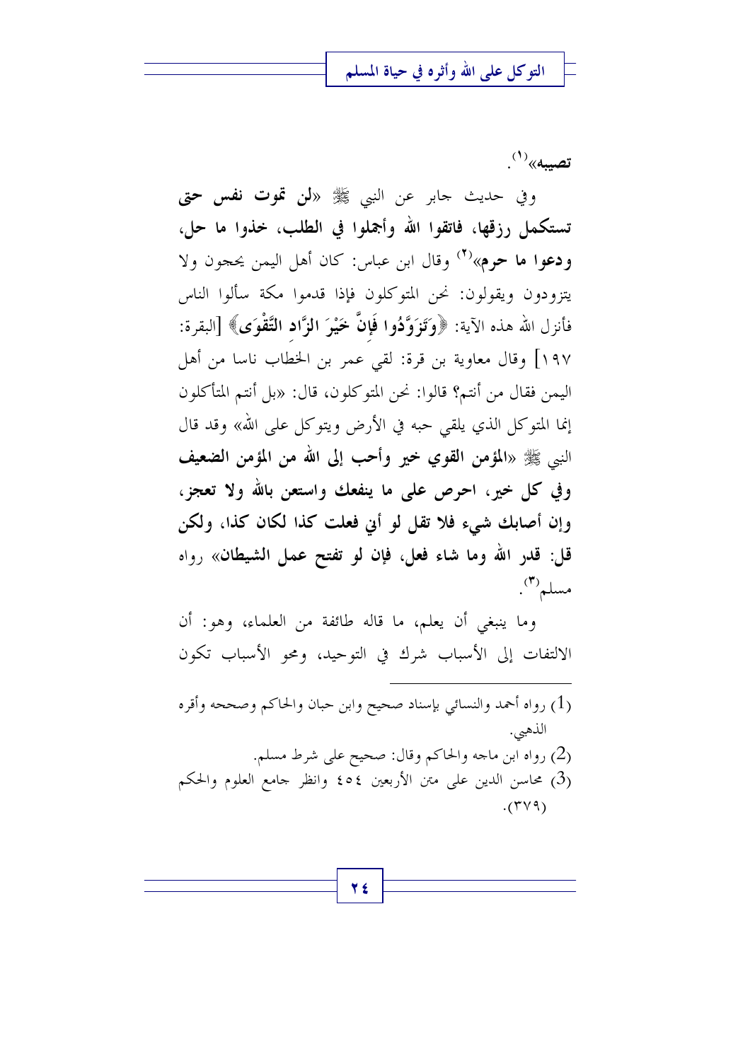**تصيبه»**[1].

وفي حديث جابر عن النبي ﷺ «**لن تموت نفس حتى تستكمل رزقها، فاتقوا الله وأجملوا في الطلب، خذوا ما حل، ودعوا ما حرم**»[2] وقال ابن عباس: كان أهل اليمن يحجون ولا يتزودون ويقولون: نحن المتوكلون فإذا قدموا مكة سألوا الناس فأنزل الله هذه الآية: ﴿**وَتَزَوَّدُوا فَإِنَّ خَيْرَ الزَّادِ التَّقْوَى**﴾ [البقرة: ١٩٧] وقال معاوية بن قرة: لقي عمر بن الخطاب ناسا من أهل اليمن فقال من أنتم؟ قالوا: نحن المتوكلون، قال: «بل أنتم المتأكلون إنما المتوكل الذي يلقي حبه في الأرض ويتوكل على الله» وقد قال النبي ﷺ «**المؤمن القوي خير وأحب إلى الله من المؤمن الضعيف وفي كل خير، احرص على ما ينفعك واستعن بالله ولا تعجز، وإن أصابك شيء فلا تقل لو أني فعلت كذا لكان كذا، ولكن قل: قدر الله وما شاء فعل، فإن لو تفتح عمل الشيطان**» رواه مسلم[3].

وما ينبغي أن يعلم، ما قاله طائفة من العلماء، وهو: أن الالتفات إلى الأسباب شرك في التوحيد، ومحو الأسباب تكون

---

(1) رواه أحمد والنسائي بإسناد صحيح وابن حبان والحاكم وصححه وأقره الذهبي.

(2) رواه ابن ماجه والحاكم وقال: صحيح على شرط مسلم.

(3) محاسن الدين على متن الأربعين ٤٥٤ وانظر جامع العلوم والحكم (٣٧٩).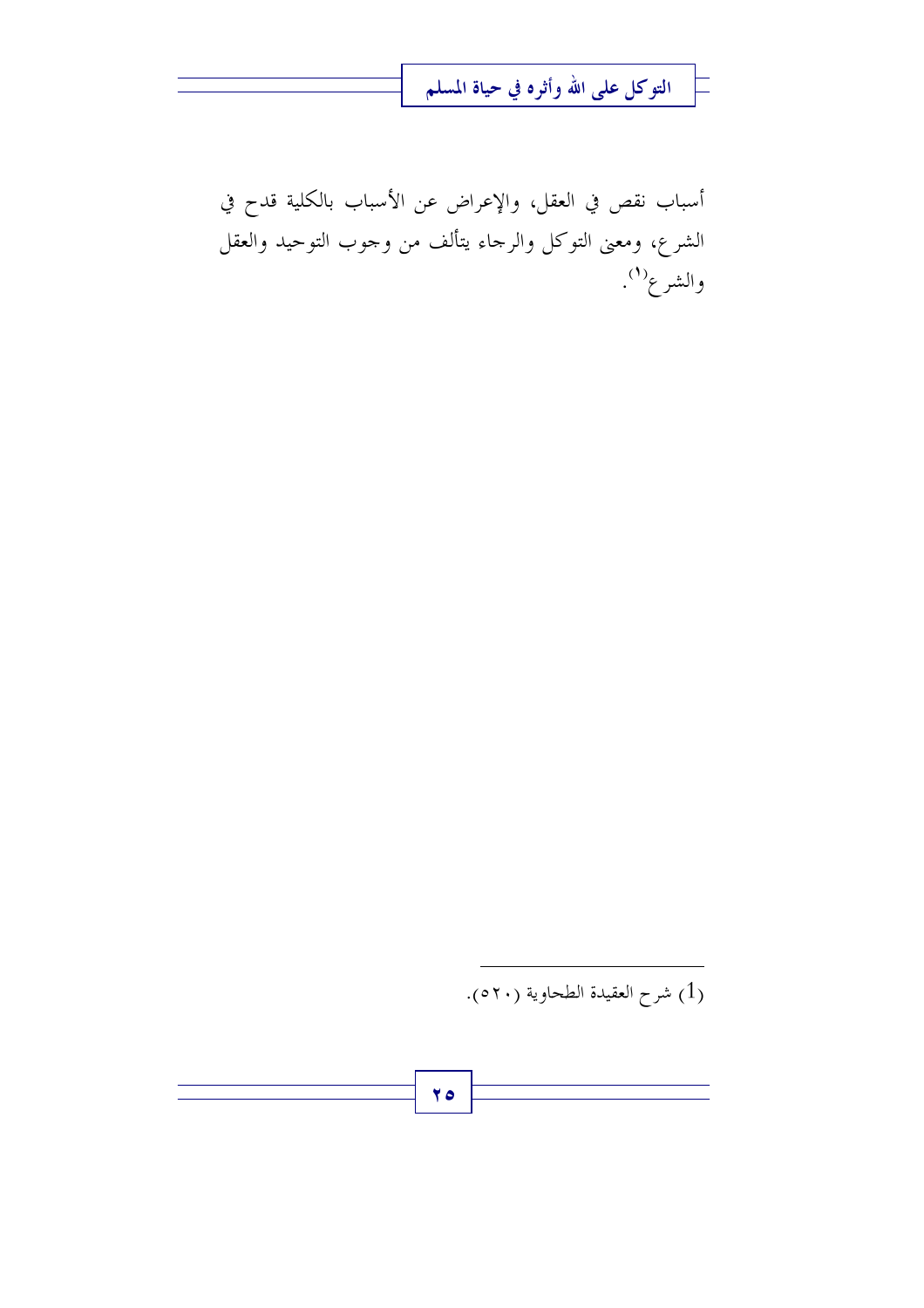أسباب نقص في العقل، والإعراض عن الأسباب بالكلية قدح في الشرع، ومعنى التوكل والرجاء يتألف من وجوب التوحيد والعقل والشرع[1].

---

(1) شرح العقيدة الطحاوية (٥٢٠).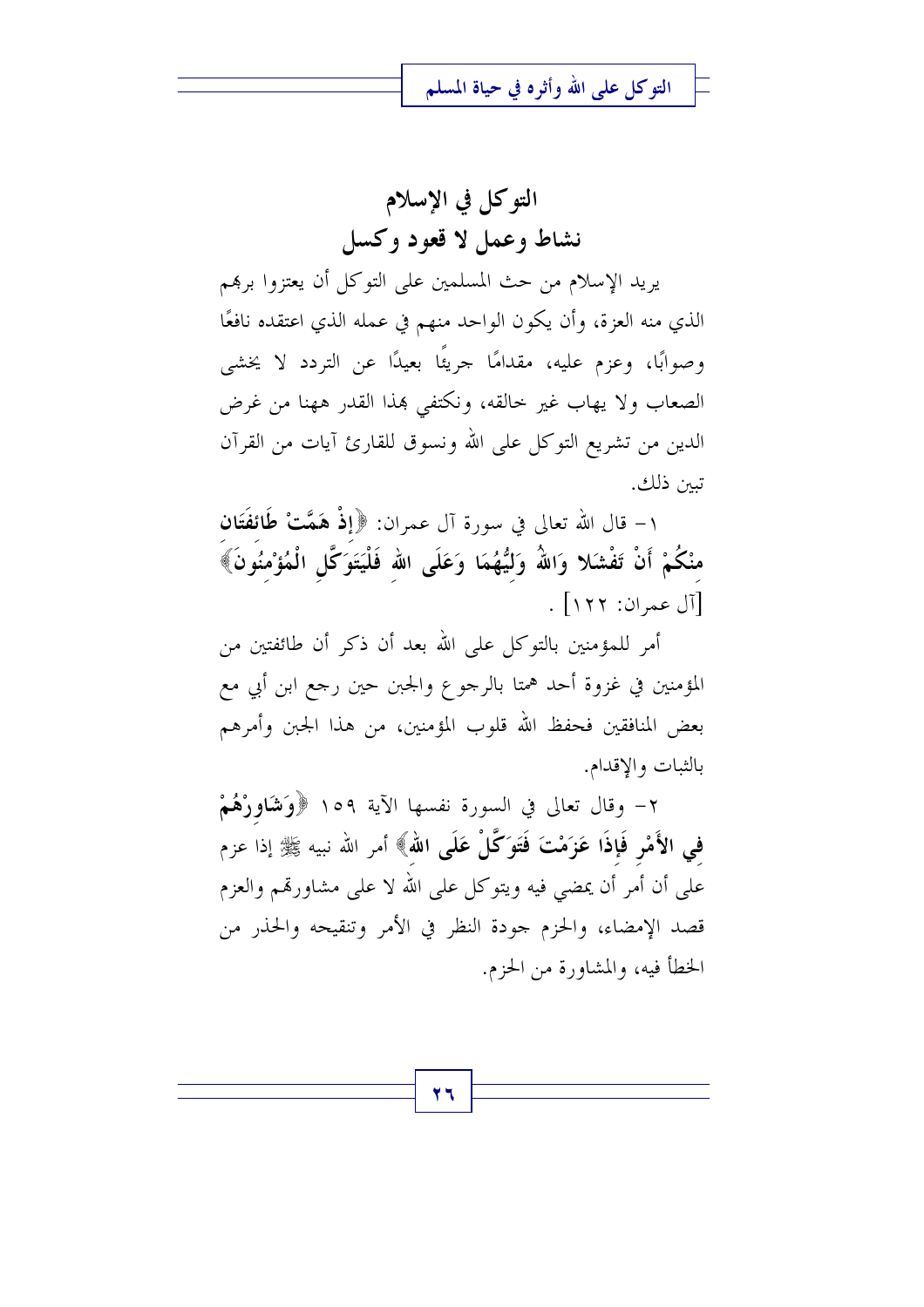## التوكل في الإسلام
## نشاط وعمل لا قعود وكسل

يريد الإسلام من حث المسلمين على التوكل أن يعتزوا بربهم الذي منه العزة، وأن يكون الواحد منهم في عمله الذي اعتقده نافعًا وصوابًا، وعزم عليه، مقدامًا جريئًا بعيدًا عن التردد لا يخشى الصعاب ولا يهاب غير خالقه، ونكتفي بهذا القدر ههنا من غرض الدين من تشريع التوكل على الله ونسوق للقارئ آيات من القرآن تبين ذلك.

١- قال الله تعالى في سورة آل عمران: ﴿**إِذْ هَمَّتْ طَائِفَتَانِ مِنْكُمْ أَنْ تَفْشَلا وَاللهُ وَلِيُّهُمَا وَعَلَى اللهِ فَلْيَتَوَكَّلِ الْمُؤْمِنُونَ**﴾ [آل عمران: ١٢٢] .

أمر للمؤمنين بالتوكل على الله بعد أن ذكر أن طائفتين من المؤمنين في غزوة أحد همتا بالرجوع والجبن حين رجع ابن أبي مع بعض المنافقين فحفظ الله قلوب المؤمنين، من هذا الجبن وأمرهم بالثبات والإقدام.

٢- وقال تعالى في السورة نفسها الآية ١٥٩ ﴿**وَشَاوِرْهُمْ فِي الأَمْرِ فَإِذَا عَزَمْتَ فَتَوَكَّلْ عَلَى اللهِ**﴾ أمر الله نبيه ﷺ إذا عزم على أن أمر أن يمضي فيه ويتوكل على الله لا على مشاورتهم والعزم قصد الإمضاء، والحزم جودة النظر في الأمر وتنقيحه والحذر من الخطأ فيه، والمشاورة من الحزم.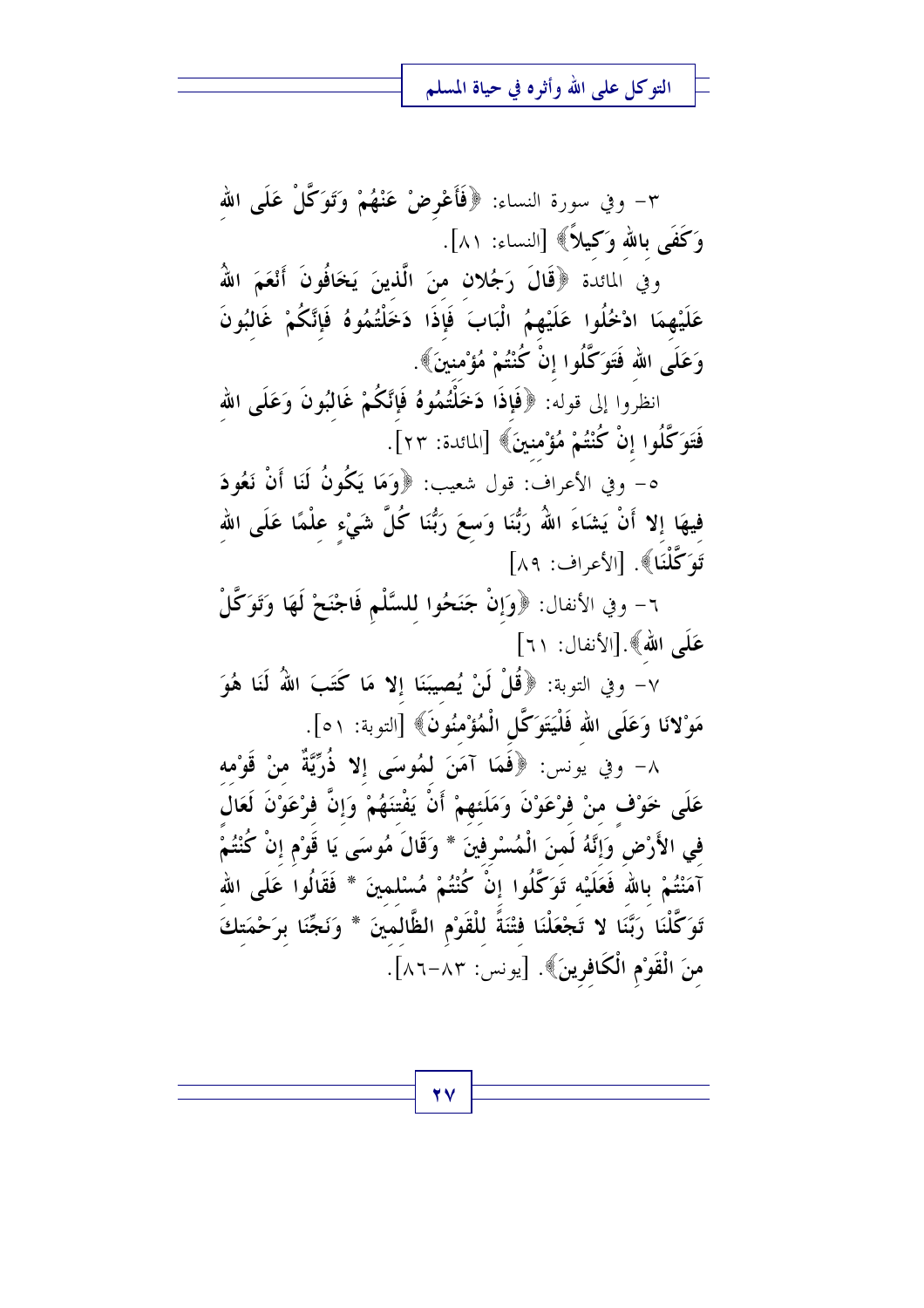٣- وفي سورة النساء: ﴿فَأَعْرِضْ عَنْهُمْ وَتَوَكَّلْ عَلَى اللهِ وَكَفَى بِاللهِ وَكِيلاً﴾ [النساء: ٨١].

وفي المائدة ﴿قَالَ رَجُلَانِ مِنَ الَّذِينَ يَخَافُونَ أَنْعَمَ اللهُ عَلَيْهِمَا ادْخُلُوا عَلَيْهِمُ الْبَابَ فَإِذَا دَخَلْتُمُوهُ فَإِنَّكُمْ غَالِبُونَ وَعَلَى اللهِ فَتَوَكَّلُوا إِنْ كُنْتُمْ مُؤْمِنِينَ﴾.

انظروا إلى قوله: ﴿فَإِذَا دَخَلْتُمُوهُ فَإِنَّكُمْ غَالِبُونَ وَعَلَى اللهِ فَتَوَكَّلُوا إِنْ كُنْتُمْ مُؤْمِنِينَ﴾ [المائدة: ٢٣].

٥- وفي الأعراف: قول شعيب: ﴿وَمَا يَكُونُ لَنَا أَنْ نَعُودَ فِيهَا إِلا أَنْ يَشَاءَ اللهُ رَبُّنَا وَسِعَ رَبُّنَا كُلَّ شَيْءٍ عِلْمًا عَلَى اللهِ تَوَكَّلْنَا﴾. [الأعراف: ٨٩]

٦- وفي الأنفال: ﴿وَإِنْ جَنَحُوا لِلسَّلْمِ فَاجْنَحْ لَهَا وَتَوَكَّلْ عَلَى اللهِ﴾.[الأنفال: ٦١]

٧- وفي التوبة: ﴿قُلْ لَنْ يُصِيبَنَا إِلا مَا كَتَبَ اللهُ لَنَا هُوَ مَوْلانَا وَعَلَى اللهِ فَلْيَتَوَكَّلِ الْمُؤْمِنُونَ﴾ [التوبة: ٥١].

٨- وفي يونس: ﴿فَمَا آمَنَ لِمُوسَى إِلا ذُرِّيَّةٌ مِنْ قَوْمِهِ عَلَى خَوْفٍ مِنْ فِرْعَوْنَ وَمَلَئِهِمْ أَنْ يَفْتِنَهُمْ وَإِنَّ فِرْعَوْنَ لَعَالٍ فِي الأَرْضِ وَإِنَّهُ لَمِنَ الْمُسْرِفِينَ * وَقَالَ مُوسَى يَا قَوْمِ إِنْ كُنْتُمْ آمَنْتُمْ بِاللهِ فَعَلَيْهِ تَوَكَّلُوا إِنْ كُنْتُمْ مُسْلِمِينَ * فَقَالُوا عَلَى اللهِ تَوَكَّلْنَا رَبَّنَا لا تَجْعَلْنَا فِتْنَةً لِلْقَوْمِ الظَّالِمِينَ * وَنَجِّنَا بِرَحْمَتِكَ مِنَ الْقَوْمِ الْكَافِرِينَ﴾. [يونس: ٨٣-٨٦].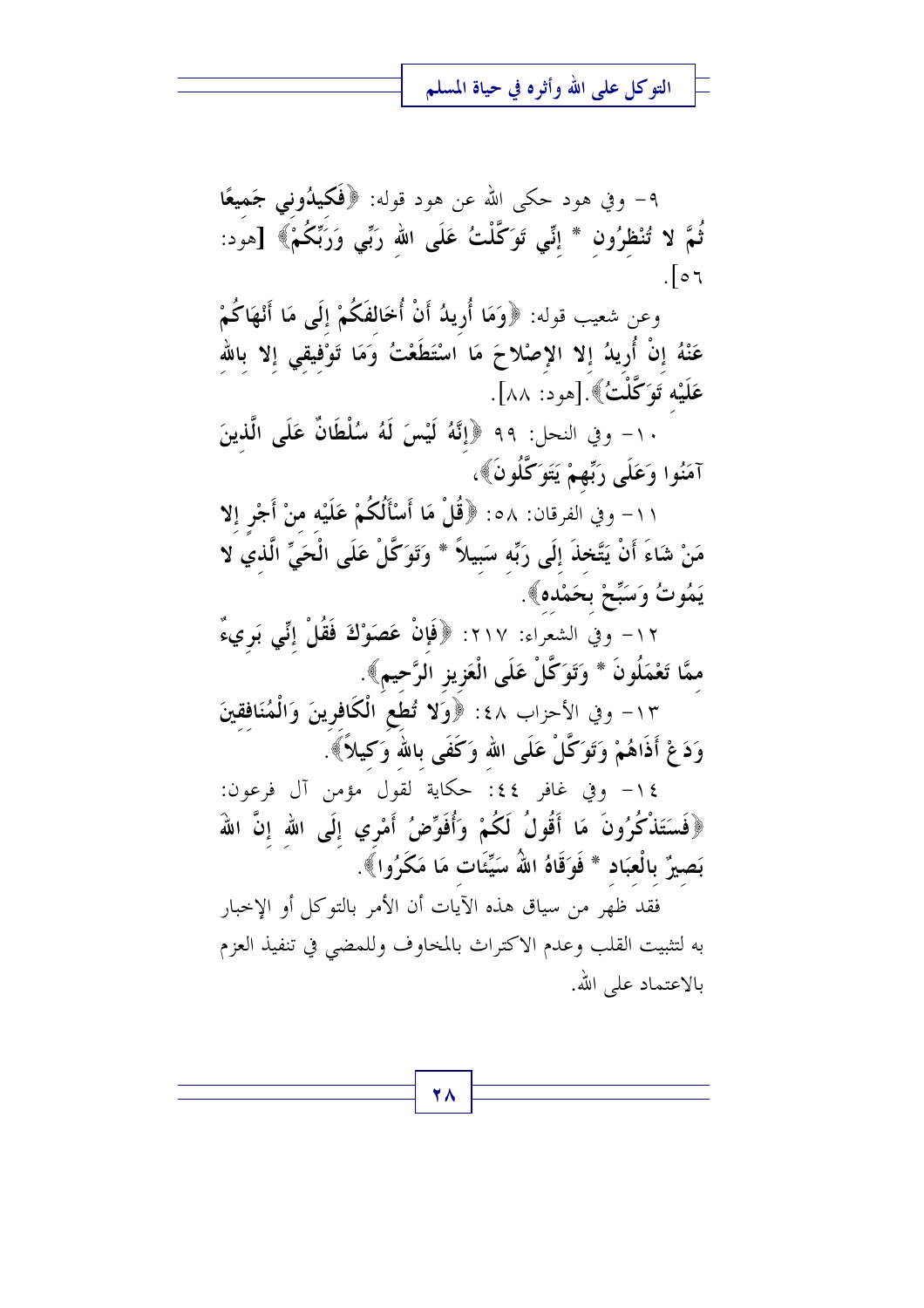٩- وفي هود حكى الله عن هود قوله: ﴿**فَكِيدُونِي جَمِيعًا ثُمَّ لا تُنْظِرُونِ** * **إِنِّي تَوَكَّلْتُ عَلَى اللهِ رَبِّي وَرَبِّكُمْ**﴾ [هود: ٥٦].

وعن شعيب قوله: ﴿**وَمَا أُرِيدُ أَنْ أُخَالِفَكُمْ إِلَى مَا أَنْهَاكُمْ عَنْهُ إِنْ أُرِيدُ إِلا الإِصْلاحَ مَا اسْتَطَعْتُ وَمَا تَوْفِيقِي إِلا بِاللهِ عَلَيْهِ تَوَكَّلْتُ**﴾.[هود: ٨٨].

١٠- وفي النحل: ٩٩ ﴿**إِنَّهُ لَيْسَ لَهُ سُلْطَانٌ عَلَى الَّذِينَ آمَنُوا وَعَلَى رَبِّهِمْ يَتَوَكَّلُونَ**﴾،

١١- وفي الفرقان: ٥٨: ﴿**قُلْ مَا أَسْأَلُكُمْ عَلَيْهِ مِنْ أَجْرٍ إِلا مَنْ شَاءَ أَنْ يَتَّخِذَ إِلَى رَبِّهِ سَبِيلاً** * **وَتَوَكَّلْ عَلَى الْحَيِّ الَّذِي لا يَمُوتُ وَسَبِّحْ بِحَمْدِهِ**﴾.

١٢- وفي الشعراء: ٢١٧: ﴿**فَإِنْ عَصَوْكَ فَقُلْ إِنِّي بَرِيءٌ مِمَّا تَعْمَلُونَ** * **وَتَوَكَّلْ عَلَى الْعَزِيزِ الرَّحِيمِ**﴾.

١٣- وفي الأحزاب ٤٨: ﴿**وَلا تُطِعِ الْكَافِرِينَ وَالْمُنَافِقِينَ وَدَعْ أَذَاهُمْ وَتَوَكَّلْ عَلَى اللهِ وَكَفَى بِاللهِ وَكِيلاً**﴾.

١٤- وفي غافر ٤٤: حكاية لقول مؤمن آل فرعون: ﴿**فَسَتَذْكُرُونَ مَا أَقُولُ لَكُمْ وَأُفَوِّضُ أَمْرِي إِلَى اللهِ إِنَّ اللهَ بَصِيرٌ بِالْعِبَادِ** * **فَوَقَاهُ اللهُ سَيِّئَاتِ مَا مَكَرُوا**﴾.

فقد ظهر من سياق هذه الآيات أن الأمر بالتوكل أو الإخبار به لتثبيت القلب وعدم الاكتراث بالمخاوف وللمضي في تنفيذ العزم بالاعتماد على الله.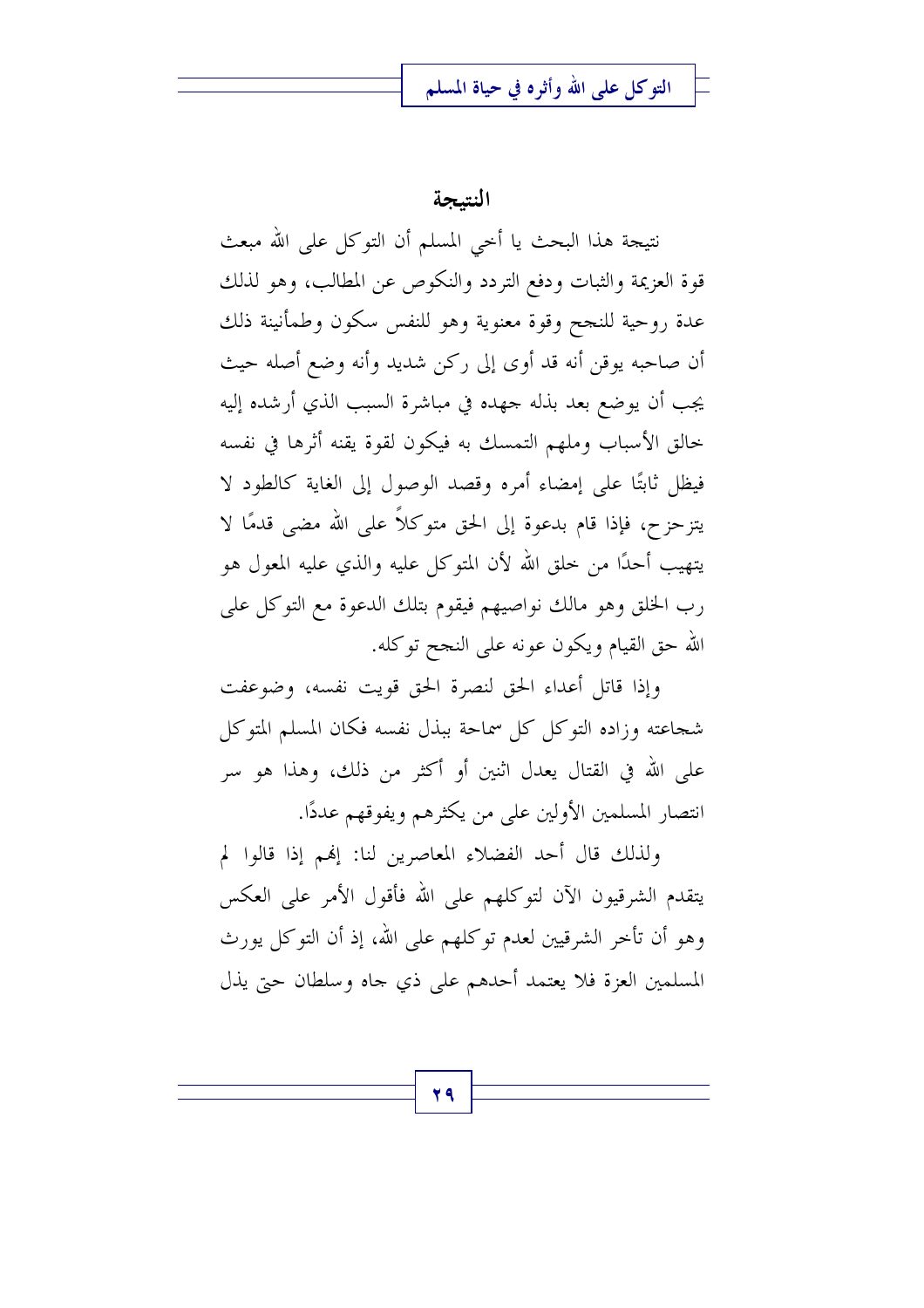## النتيجة

نتيجة هذا البحث يا أخي المسلم أن التوكل على الله مبعث قوة العزيمة والثبات ودفع التردد والنكوص عن المطالب، وهو لذلك عدة روحية للنجح وقوة معنوية وهو للنفس سكون وطمأنينة ذلك أن صاحبه يوقن أنه قد أوى إلى ركن شديد وأنه وضع أصله حيث يجب أن يوضع بعد بذله جهده في مباشرة السبب الذي أرشده إليه خالق الأسباب وملهم التمسك به فيكون لقوة يقنه أثرها في نفسه فيظل ثابتًا على إمضاء أمره وقصد الوصول إلى الغاية كالطود لا يتزحزح، فإذا قام بدعوة إلى الحق متوكلاً على الله مضى قدمًا لا يتهيب أحدًا من خلق الله لأن المتوكل عليه والذي عليه المعول هو رب الخلق وهو مالك نواصيهم فيقوم بتلك الدعوة مع التوكل على الله حق القيام ويكون عونه على النجح توكله.

وإذا قاتل أعداء الحق لنصرة الحق قويت نفسه، وضوعفت شجاعته وزاده التوكل كل سماحة ببذل نفسه فكان المسلم المتوكل على الله في القتال يعدل اثنين أو أكثر من ذلك، وهذا هو سر انتصار المسلمين الأولين على من يكثرهم ويفوقهم عددًا.

ولذلك قال أحد الفضلاء المعاصرين لنا: إنهم إذا قالوا لم يتقدم الشرقيون الآن لتوكلهم على الله فأقول الأمر على العكس وهو أن تأخر الشرقيين لعدم توكلهم على الله، إذ أن التوكل يورث المسلمين العزة فلا يعتمد أحدهم على ذي جاه وسلطان حتى يذل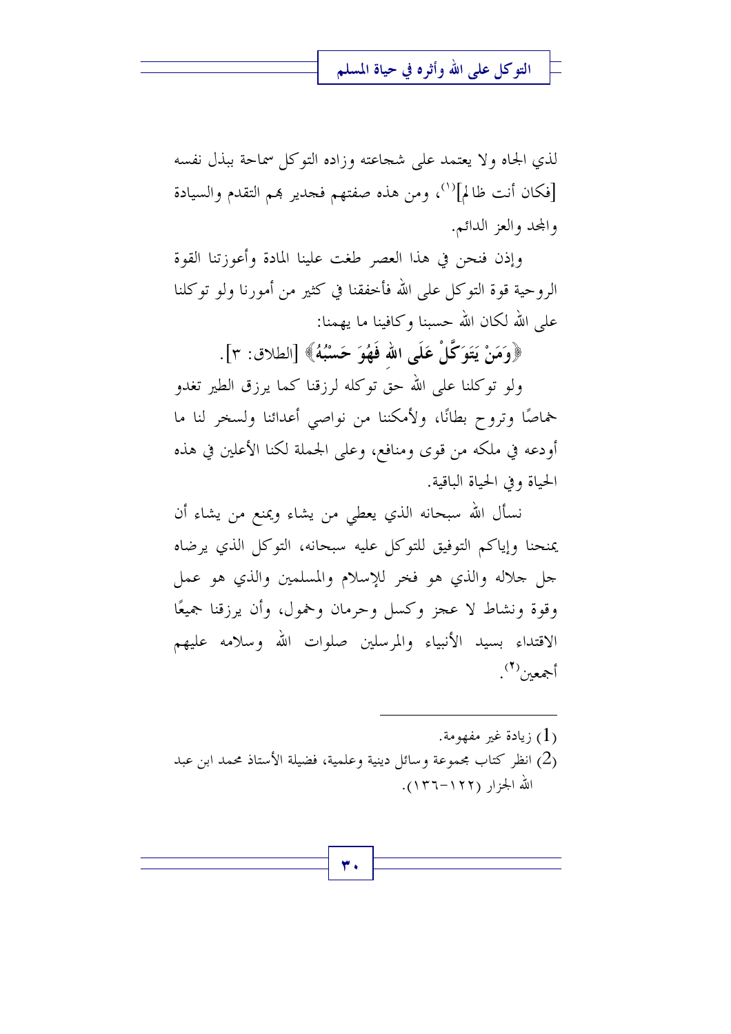لذي الجاه ولا يعتمد على شجاعته وزاده التوكل سماحة ببذل نفسه [فكان أنت ظالم][1]، ومن هذه صفتهم فجدير بهم التقدم والسيادة والمجد والعز الدائم.

وإذن فنحن في هذا العصر طغت علينا المادة وأعوزتنا القوة الروحية قوة التوكل على الله فأخفقنا في كثير من أمورنا ولو توكلنا على الله لكان الله حسبنا وكافينا ما يهمنا:

﴿**وَمَنْ يَتَوَكَّلْ عَلَى اللهِ فَهُوَ حَسْبُهُ**﴾ [الطلاق: ٣].

ولو توكلنا على الله حق توكله لرزقنا كما يرزق الطير تغدو خماصًا وتروح بطانًا، ولأمكننا من نواصي أعدائنا ولسخر لنا ما أودعه في ملكه من قوى ومنافع، وعلى الجملة لكنا الأعلين في هذه الحياة وفي الحياة الباقية.

نسأل الله سبحانه الذي يعطي من يشاء ويمنع من يشاء أن يمنحنا وإياكم التوفيق للتوكل عليه سبحانه، التوكل الذي يرضاه جل جلاله والذي هو فخر للإسلام والمسلمين والذي هو عمل وقوة ونشاط لا عجز وكسل وحرمان وخمول، وأن يرزقنا جميعًا الاقتداء بسيد الأنبياء والمرسلين صلوات الله وسلامه عليهم أجمعين[2].

---

(1) زيادة غير مفهومة.

(2) انظر كتاب مجموعة وسائل دينية وعلمية، فضيلة الأستاذ محمد ابن عبد الله الجزار (١٢٢-١٣٦).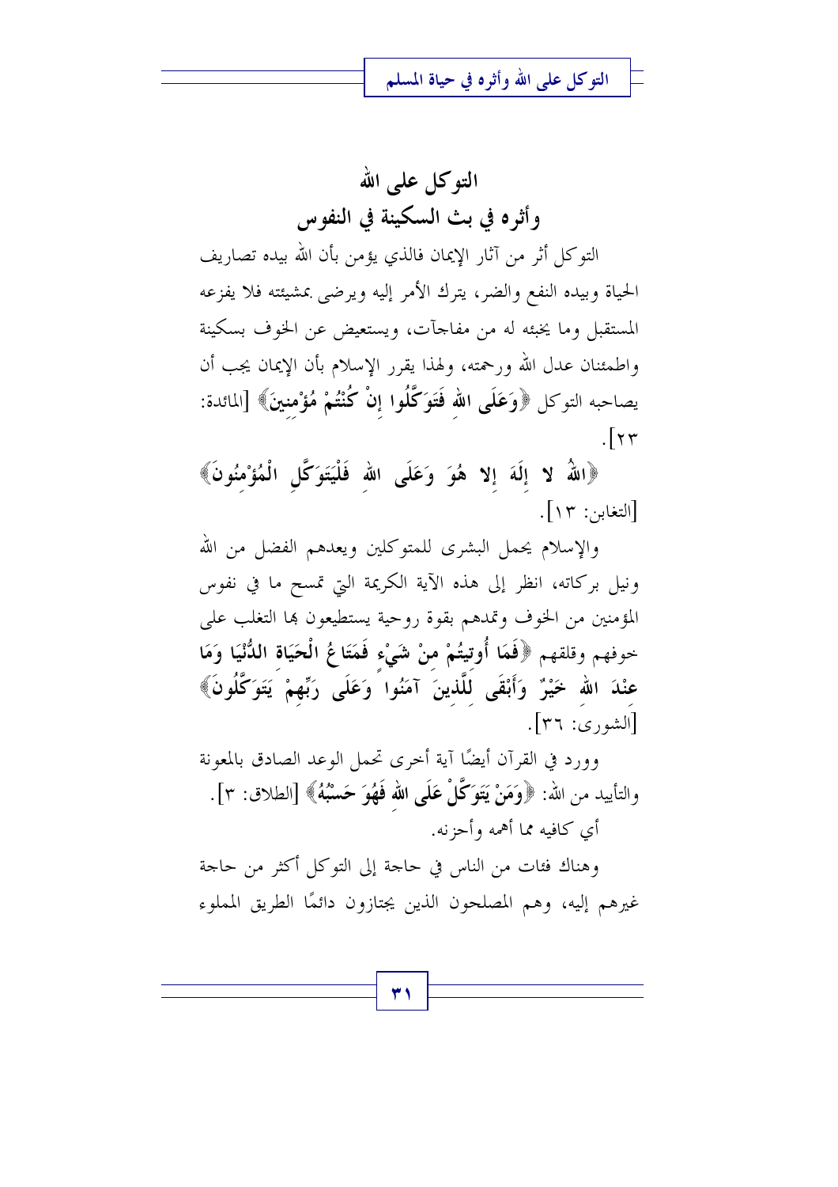## التوكل على الله
## وأثره في بث السكينة في النفوس

التوكل أثر من آثار الإيمان فالذي يؤمن بأن الله بيده تصاريف الحياة وبيده النفع والضر، يترك الأمر إليه ويرضى بمشيئته فلا يفزعه المستقبل وما يخبئه له من مفاجآت، ويستعيض عن الخوف بسكينة واطمئنان عدل الله ورحمته، ولهذا يقرر الإسلام بأن الإيمان يجب أن يصاحبه التوكل ﴿**وَعَلَى اللهِ فَتَوَكَّلُوا إِنْ كُنْتُمْ مُؤْمِنِينَ**﴾ [المائدة: ٢٣].

﴿**اللهُ لا إِلَهَ إِلا هُوَ وَعَلَى اللهِ فَلْيَتَوَكَّلِ الْمُؤْمِنُونَ**﴾ [التغابن: ١٣].

والإسلام يحمل البشرى للمتوكلين ويعدهم الفضل من الله ونيل بركاته، انظر إلى هذه الآية الكريمة التي تمسح ما في نفوس المؤمنين من الخوف وتمدهم بقوة روحية يستطيعون بها التغلب على خوفهم وقلقهم ﴿**فَمَا أُوتِيتُمْ مِنْ شَيْءٍ فَمَتَاعُ الْحَيَاةِ الدُّنْيَا وَمَا عِنْدَ اللهِ خَيْرٌ وَأَبْقَى لِلَّذِينَ آمَنُوا وَعَلَى رَبِّهِمْ يَتَوَكَّلُونَ**﴾ [الشورى: ٣٦].

وورد في القرآن أيضًا آية أخرى تحمل الوعد الصادق بالمعونة والتأييد من الله: ﴿**وَمَنْ يَتَوَكَّلْ عَلَى اللهِ فَهُوَ حَسْبُهُ**﴾ [الطلاق: ٣].

أي كافيه مما أهمه وأحزنه.

وهناك فئات من الناس في حاجة إلى التوكل أكثر من حاجة غيرهم إليه، وهم المصلحون الذين يجتازون دائمًا الطريق المملوء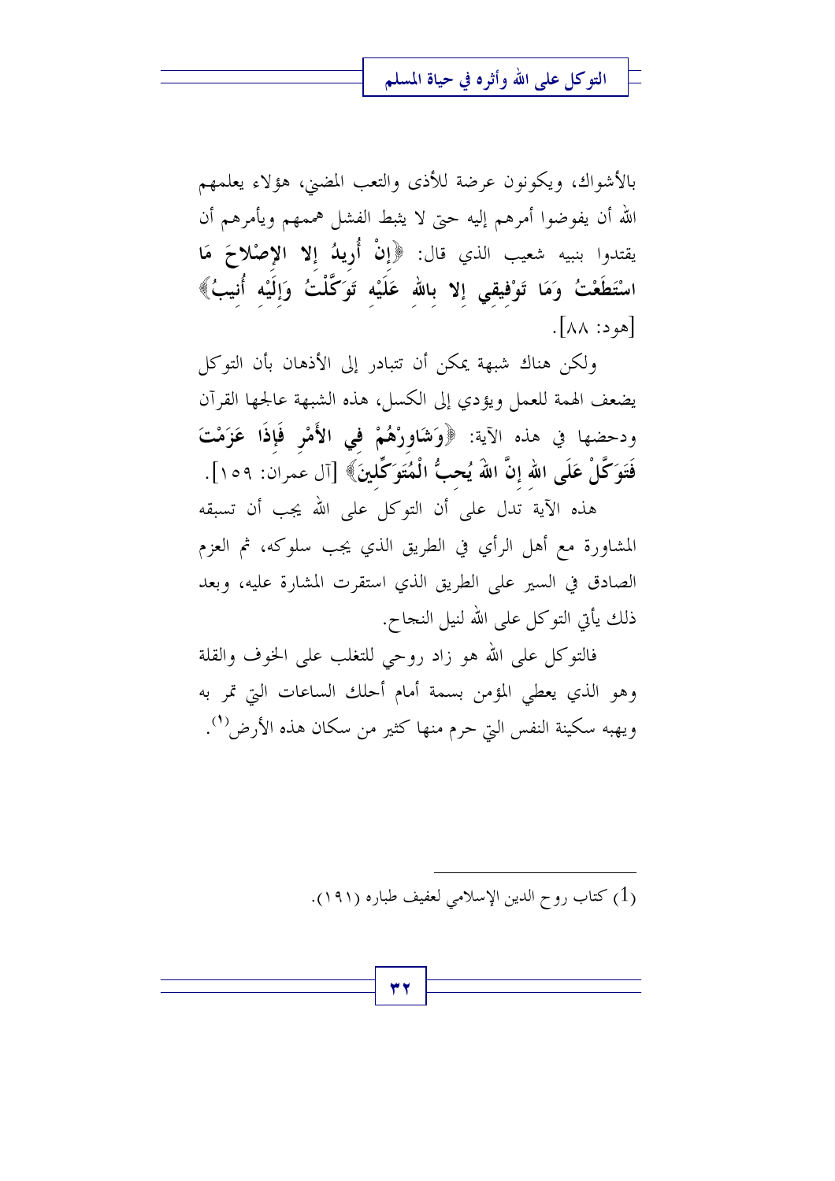بالأشواك، ويكونون عرضة للأذى والتعب المضني، هؤلاء يعلمهم الله أن يفوضوا أمرهم إليه حتى لا يثبط الفشل هممهم ويأمرهم أن يقتدوا بنبيه شعيب الذي قال: ﴿**إِنْ أُرِيدُ إِلا الإِصْلاحَ مَا اسْتَطَعْتُ وَمَا تَوْفِيقِي إِلا بِاللهِ عَلَيْهِ تَوَكَّلْتُ وَإِلَيْهِ أُنِيبُ**﴾ [هود: ٨٨].

ولكن هناك شبهة يمكن أن تتبادر إلى الأذهان بأن التوكل يضعف الهمة للعمل ويؤدي إلى الكسل، هذه الشبهة عالجها القرآن ودحضها في هذه الآية: ﴿**وَشَاوِرْهُمْ فِي الأَمْرِ فَإِذَا عَزَمْتَ فَتَوَكَّلْ عَلَى اللهِ إِنَّ اللهَ يُحِبُّ الْمُتَوَكِّلِينَ**﴾ [آل عمران: ١٥٩].

هذه الآية تدل على أن التوكل على الله يجب أن تسبقه المشاورة مع أهل الرأي في الطريق الذي يجب سلوكه، ثم العزم الصادق في السير على الطريق الذي استقرت المشارة عليه، وبعد ذلك يأتي التوكل على الله لنيل النجاح.

فالتوكل على الله هو زاد روحي للتغلب على الخوف والقلة وهو الذي يعطي المؤمن بسمة أمام أحلك الساعات التي تمر به ويهبه سكينة النفس التي حرم منها كثير من سكان هذه الأرض[1].

---

(1) كتاب روح الدين الإسلامي لعفيف طباره (١٩١).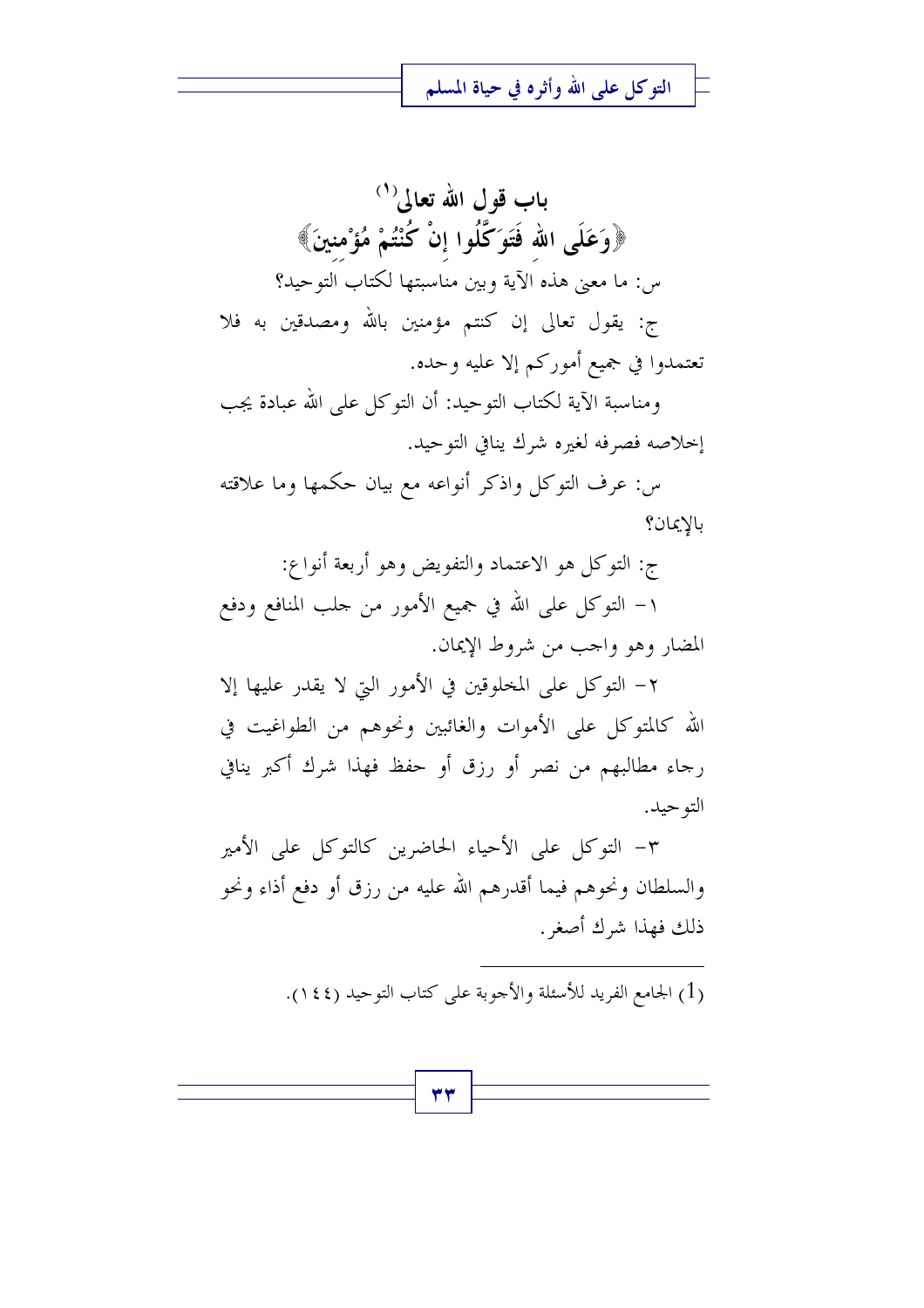## باب قول الله تعالى[1]

## ﴿وَعَلَى اللهِ فَتَوَكَّلُوا إِنْ كُنْتُمْ مُؤْمِنِينَ﴾

س: ما معنى هذه الآية وبين مناسبتها لكتاب التوحيد؟

ج: يقول تعالى إن كنتم مؤمنين بالله ومصدقين به فلا تعتمدوا في جميع أموركم إلا عليه وحده.

ومناسبة الآية لكتاب التوحيد: أن التوكل على الله عبادة يجب إخلاصه فصرفه لغيره شرك ينافي التوحيد.

س: عرف التوكل واذكر أنواعه مع بيان حكمها وما علاقته بالإيمان؟

ج: التوكل هو الاعتماد والتفويض وهو أربعة أنواع:

١- التوكل على الله في جميع الأمور من جلب المنافع ودفع المضار وهو واجب من شروط الإيمان.

٢- التوكل على المخلوقين في الأمور التي لا يقدر عليها إلا الله كالمتوكل على الأموات والغائبين ونحوهم من الطواغيت في رجاء مطالبهم من نصر أو رزق أو حفظ فهذا شرك أكبر ينافي التوحيد.

٣- التوكل على الأحياء الحاضرين كالتوكل على الأمير والسلطان ونحوهم فيما أقدرهم الله عليه من رزق أو دفع أذاء ونحو ذلك فهذا شرك أصغر.

---

(1) الجامع الفريد للأسئلة والأجوبة على كتاب التوحيد (١٤٤).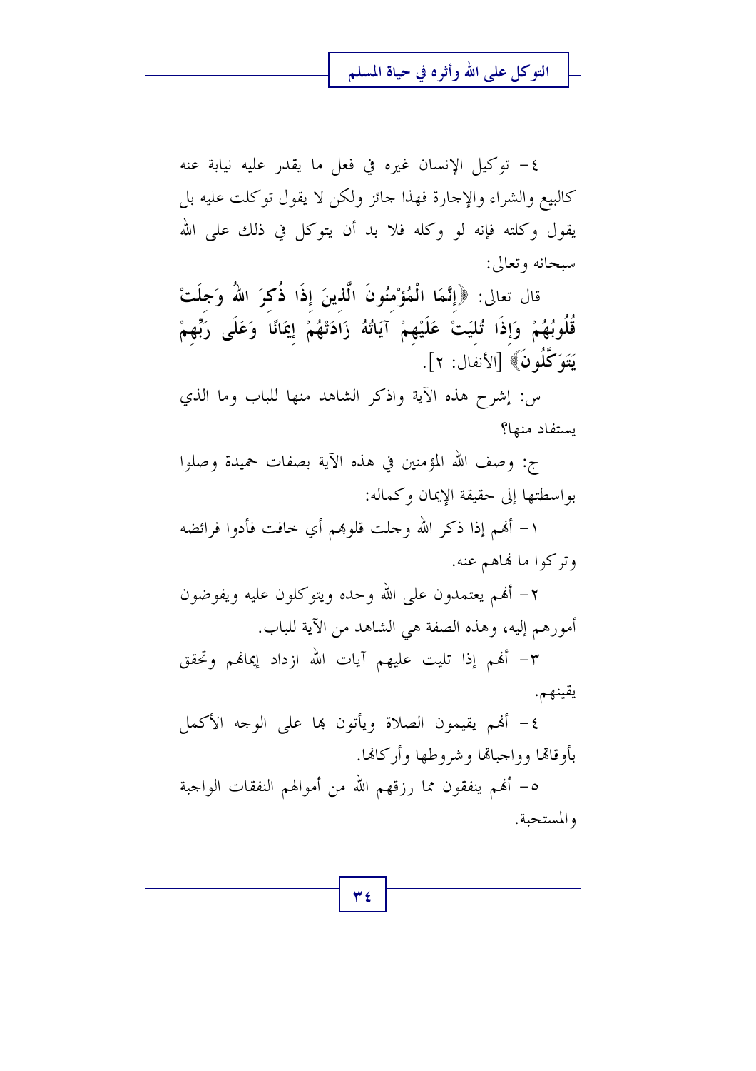٤- توكيل الإنسان غيره في فعل ما يقدر عليه نيابة عنه كالبيع والشراء والإجارة فهذا جائز ولكن لا يقول توكلت عليه بل يقول وكلته فإنه لو وكله فلا بد أن يتوكل في ذلك على الله سبحانه وتعالى:

قال تعالى: ﴿**إِنَّمَا الْمُؤْمِنُونَ الَّذِينَ إِذَا ذُكِرَ اللهُ وَجِلَتْ قُلُوبُهُمْ وَإِذَا تُلِيَتْ عَلَيْهِمْ آيَاتُهُ زَادَتْهُمْ إِيمَانًا وَعَلَى رَبِّهِمْ يَتَوَكَّلُونَ**﴾ [الأنفال: ٢].

س: إشرح هذه الآية واذكر الشاهد منها للباب وما الذي يستفاد منها؟

ج: وصف الله المؤمنين في هذه الآية بصفات حميدة وصلوا بواسطتها إلى حقيقة الإيمان وكماله:

١- أنهم إذا ذكر الله وجلت قلوبهم أي خافت فأدوا فرائضه وتركوا ما نهاهم عنه.

٢- أنهم يعتمدون على الله وحده ويتوكلون عليه ويفوضون أمورهم إليه، وهذه الصفة هي الشاهد من الآية للباب.

٣- أنهم إذا تليت عليهم آيات الله ازداد إيمانهم وتحقق يقينهم.

٤- أنهم يقيمون الصلاة ويأتون بها على الوجه الأكمل بأوقاتها وواجباتها وشروطها وأركانها.

٥- أنهم ينفقون مما رزقهم الله من أموالهم النفقات الواجبة والمستحبة.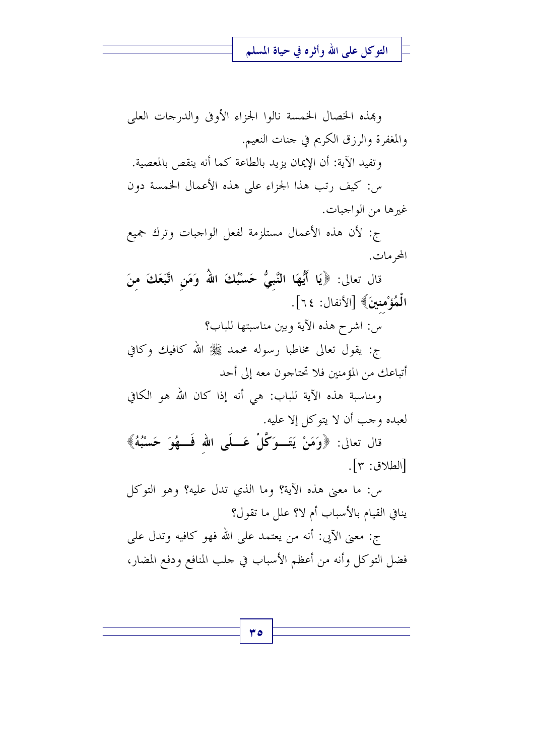وبهذه الخصال الخمسة نالوا الجزاء الأوفى والدرجات العلى والمغفرة والرزق الكريم في جنات النعيم.

وتفيد الآية: أن الإيمان يزيد بالطاعة كما أنه ينقص بالمعصية.

س: كيف رتب هذا الجزاء على هذه الأعمال الخمسة دون غيرها من الواجبات.

ج: لأن هذه الأعمال مستلزمة لفعل الواجبات وترك جميع المحرمات.

قال تعالى: ﴿**يَا أَيُّهَا النَّبِيُّ حَسْبُكَ اللهُ وَمَنِ اتَّبَعَكَ مِنَ الْمُؤْمِنِينَ**﴾ [الأنفال: ٦٤].

س: اشرح هذه الآية وبين مناسبتها للباب؟

ج: يقول تعالى مخاطبا رسوله محمد ﷺ الله كافيك وكافي أتباعك من المؤمنين فلا تحتاجون معه إلى أحد

ومناسبة هذه الآية للباب: هي أنه إذا كان الله هو الكافي لعبده وجب أن لا يتوكل إلا عليه.

قال تعالى: ﴿**وَمَنْ يَتَوَكَّلْ عَلَى اللهِ فَهُوَ حَسْبُهُ**﴾ [الطلاق: ٣].

س: ما معنى هذه الآية؟ وما الذي تدل عليه؟ وهو التوكل ينافي القيام بالأسباب أم لا؟ علل ما تقول؟

ج: معنى الآية: أنه من يعتمد على الله فهو كافيه وتدل على فضل التوكل وأنه من أعظم الأسباب في جلب المنافع ودفع المضار،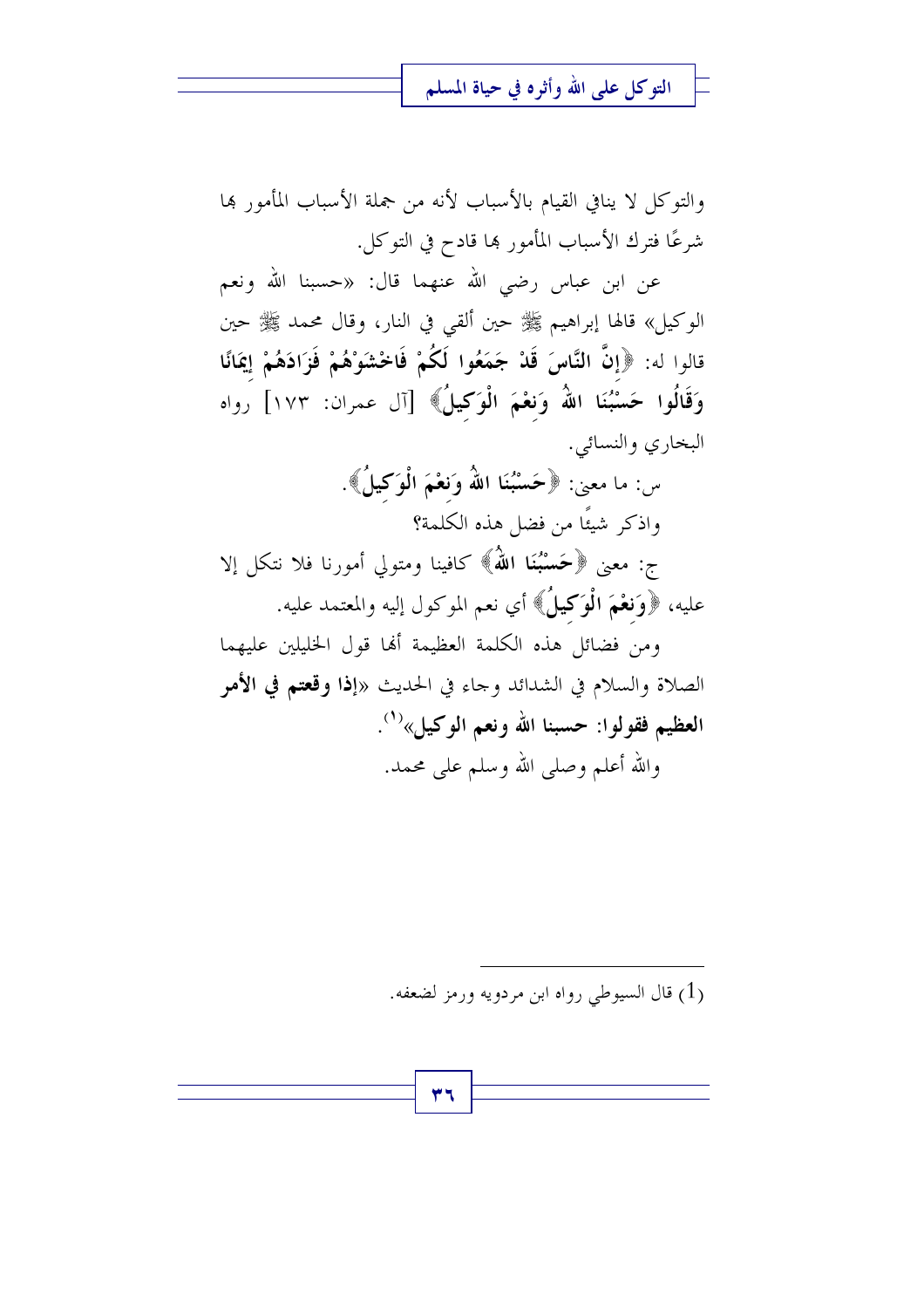والتوكل لا ينافي القيام بالأسباب لأنه من جملة الأسباب المأمور بها شرعًا فترك الأسباب المأمور بها قادح في التوكل.

عن ابن عباس رضي الله عنهما قال: «حسبنا الله ونعم الوكيل» قالها إبراهيم ﷺ حين ألقي في النار، وقال محمد ﷺ حين قالوا له: ﴿**إِنَّ النَّاسَ قَدْ جَمَعُوا لَكُمْ فَاخْشَوْهُمْ فَزَادَهُمْ إِيمَانًا وَقَالُوا حَسْبُنَا اللهُ وَنِعْمَ الْوَكِيلُ**﴾ [آل عمران: ١٧٣] رواه البخاري والنسائي.

س: ما معنى: ﴿**حَسْبُنَا اللهُ وَنِعْمَ الْوَكِيلُ**﴾.

واذكر شيئًا من فضل هذه الكلمة؟

ج: معنى ﴿**حَسْبُنَا اللهُ**﴾ كافينا ومتولي أمورنا فلا نتكل إلا عليه، ﴿**وَنِعْمَ الْوَكِيلُ**﴾ أي نعم الموكول إليه والمعتمد عليه.

ومن فضائل هذه الكلمة العظيمة أنها قول الخليلين عليهما الصلاة والسلام في الشدائد وجاء في الحديث «**إذا وقعتم في الأمر العظيم فقولوا: حسبنا الله ونعم الوكيل**»[1].

والله أعلم وصلى الله وسلم على محمد.

---

(1) قال السيوطي رواه ابن مردويه ورمز لضعفه.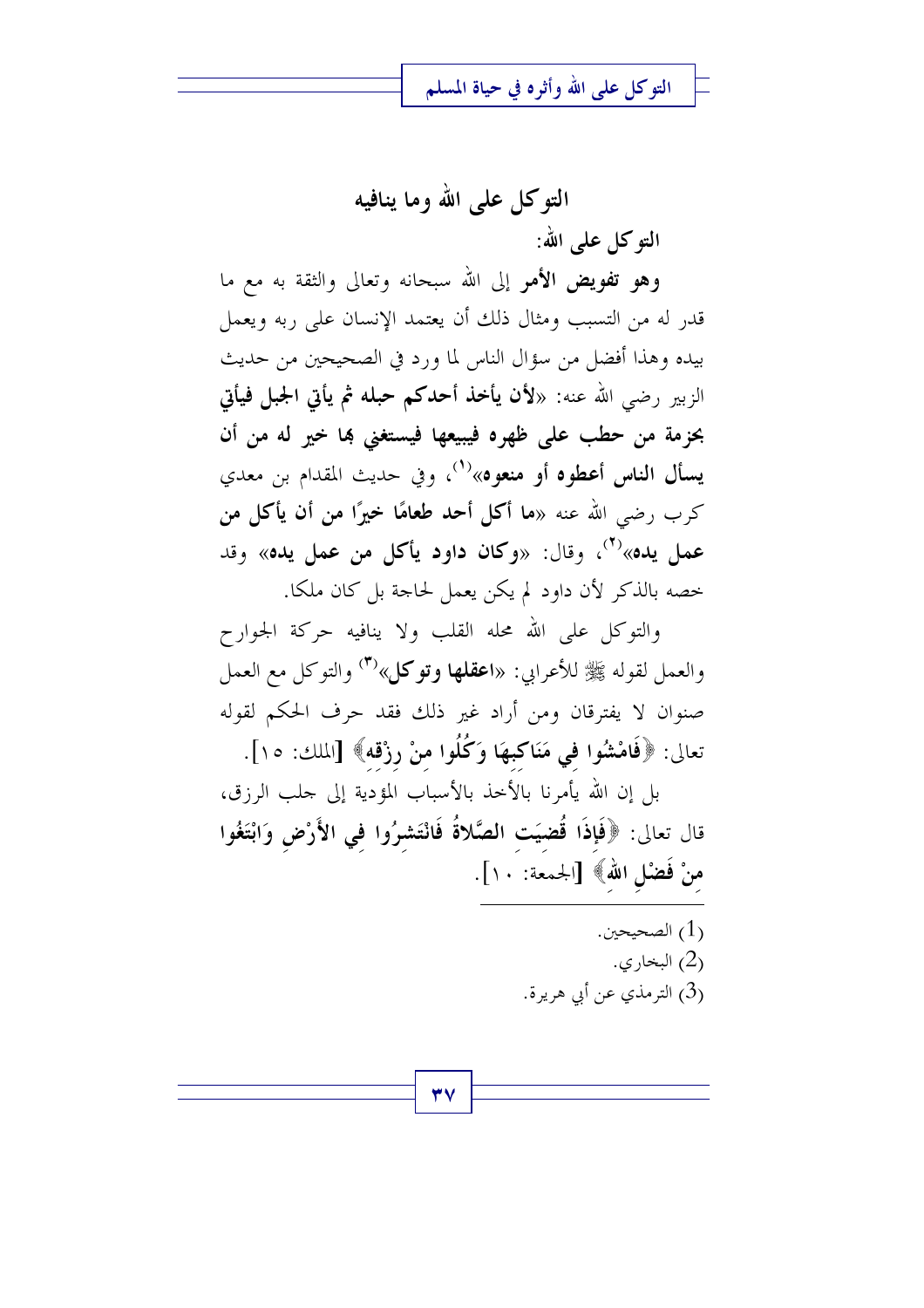## التوكل على الله وما ينافيه

### التوكل على الله:

**وهو تفويض الأمر** إلى الله سبحانه وتعالى والثقة به مع ما قدر له من التسبب ومثال ذلك أن يعتمد الإنسان على ربه ويعمل بيده وهذا أفضل من سؤال الناس لما ورد في الصحيحين من حديث الزبير رضي الله عنه: «**لأن يأخذ أحدكم حبله ثم يأتي الجبل فيأتي بحزمة من حطب على ظهره فيبيعها فيستغني بها خير له من أن يسأل الناس أعطوه أو منعوه**»[1]، وفي حديث المقدام بن معدي كرب رضي الله عنه «**ما أكل أحد طعامًا خيرًا من أن يأكل من عمل يده**»[2]، وقال: «**وكان داود يأكل من عمل يده**» وقد خصه بالذكر لأن داود لم يكن يعمل لحاجة بل كان ملكا.

والتوكل على الله محله القلب ولا ينافيه حركة الجوارح والعمل لقوله ﷺ للأعرابي: «**اعقلها وتوكل**»[3] والتوكل مع العمل صنوان لا يفترقان ومن أراد غير ذلك فقد حرف الحكم لقوله تعالى: ﴿**فَامْشُوا فِي مَنَاكِبِهَا وَكُلُوا مِنْ رِزْقِهِ**﴾ [الملك: ١٥].

بل إن الله يأمرنا بالأخذ بالأسباب المؤدية إلى جلب الرزق، قال تعالى: ﴿**فَإِذَا قُضِيَتِ الصَّلاةُ فَانْتَشِرُوا فِي الأَرْضِ وَابْتَغُوا مِنْ فَضْلِ اللهِ**﴾ [الجمعة: ١٠].

---

(1) الصحيحين.

(2) البخاري.

(3) الترمذي عن أبي هريرة.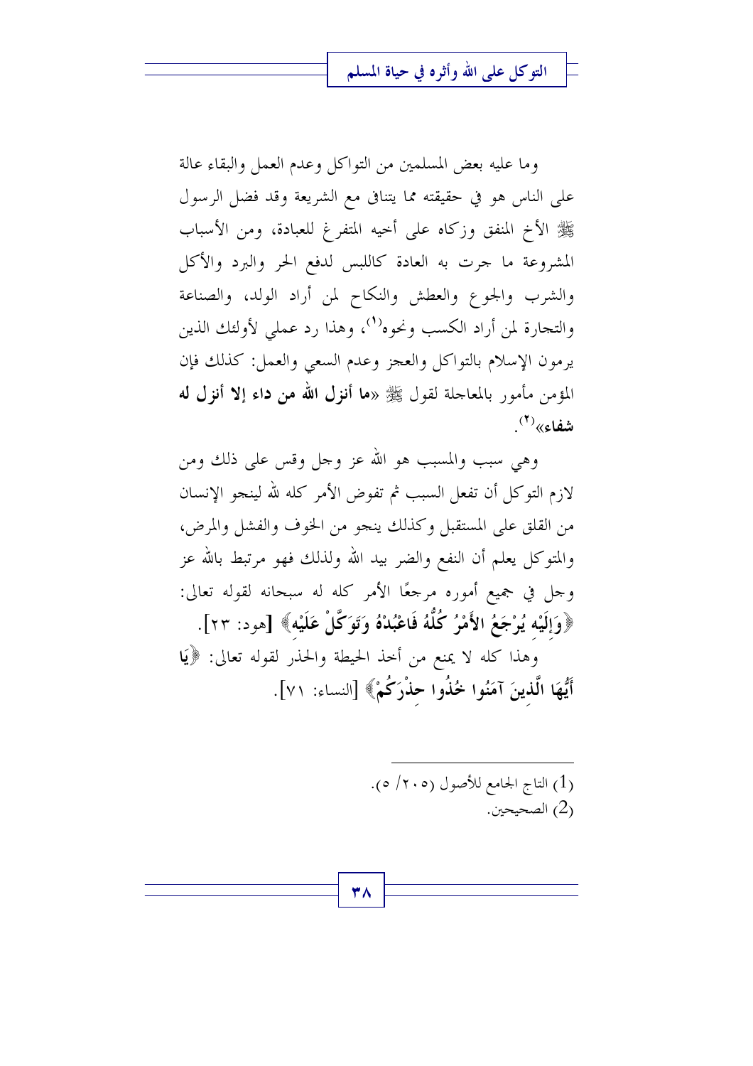وما عليه بعض المسلمين من التواكل وعدم العمل والبقاء عالة على الناس هو في حقيقته مما يتنافى مع الشريعة وقد فضل الرسول ﷺ الأخ المنفق وزكاه على أخيه المتفرغ للعبادة، ومن الأسباب المشروعة ما جرت به العادة كاللبس لدفع الحر والبرد والأكل والشرب والجوع والعطش والنكاح لمن أراد الولد، والصناعة والتجارة لمن أراد الكسب ونحوه[1]، وهذا رد عملي لأولئك الذين يرمون الإسلام بالتواكل والعجز وعدم السعي والعمل: كذلك فإن المؤمن مأمور بالمعالجة لقول ﷺ «**ما أنزل الله من داء إلا أنزل له شفاء**»[2].

وهي سبب والمسبب هو الله عز وجل وقس على ذلك ومن لازم التوكل أن تفعل السبب ثم تفوض الأمر كله لله لينجو الإنسان من القلق على المستقبل وكذلك ينجو من الخوف والفشل والمرض، والمتوكل يعلم أن النفع والضر بيد الله ولذلك فهو مرتبط بالله عز وجل في جميع أموره مرجعًا الأمر كله له سبحانه لقوله تعالى: ﴿**وَإِلَيْهِ يُرْجَعُ الأَمْرُ كُلُّهُ فَاعْبُدْهُ وَتَوَكَّلْ عَلَيْهِ**﴾ [هود: ٢٣].

وهذا كله لا يمنع من أخذ الحيطة والحذر لقوله تعالى: ﴿**يَا أَيُّهَا الَّذِينَ آمَنُوا خُذُوا حِذْرَكُمْ**﴾ [النساء: ٧١].

---

(1) التاج الجامع للأصول (٥/ ٢٠٥).

(2) الصحيحين.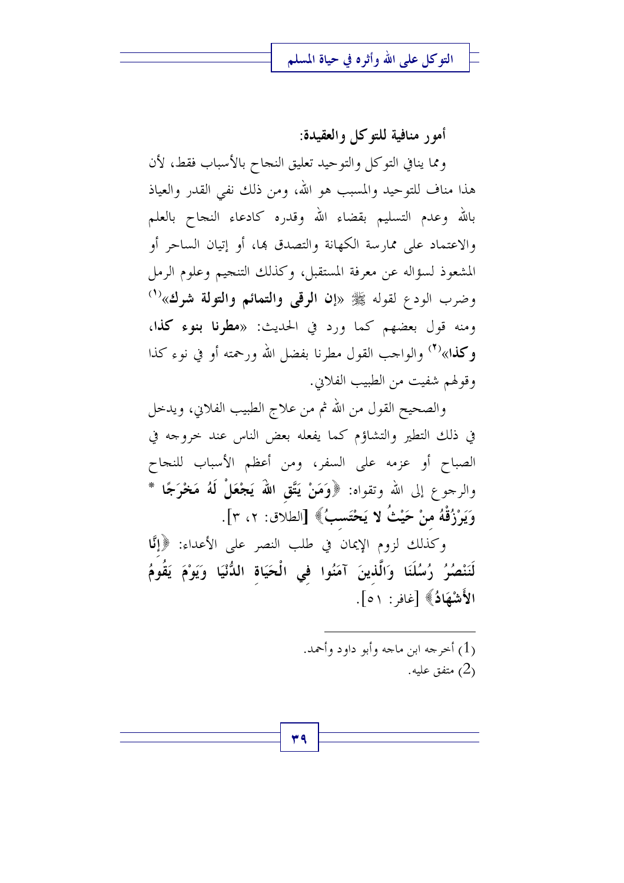### أمور منافية للتوكل والعقيدة:

ومما ينافي التوكل والتوحيد تعليق النجاح بالأسباب فقط، لأن هذا مناف للتوحيد والمسبب هو الله، ومن ذلك نفي القدر والعياذ بالله وعدم التسليم بقضاء الله وقدره كادعاء النجاح بالعلم والاعتماد على ممارسة الكهانة والتصدق بها، أو إتيان الساحر أو المشعوذ لسؤاله عن معرفة المستقبل، وكذلك التنجيم وعلوم الرمل وضرب الودع لقوله ﷺ «**إن الرقى والتمائم والتولة شرك**»[1] ومنه قول بعضهم كما ورد في الحديث: «**مطرنا بنوء كذا، وكذا**»[2] والواجب القول مطرنا بفضل الله ورحمته أو في نوء كذا وقولهم شفيت من الطبيب الفلاني.

والصحيح القول من الله ثم من علاج الطبيب الفلاني، ويدخل في ذلك التطير والتشاؤم كما يفعله بعض الناس عند خروجه في الصباح أو عزمه على السفر، ومن أعظم الأسباب للنجاح والرجوع إلى الله وتقواه: ﴿**وَمَنْ يَتَّقِ اللهَ يَجْعَلْ لَهُ مَخْرَجًا * وَيَرْزُقْهُ مِنْ حَيْثُ لا يَحْتَسِبُ**﴾ [الطلاق: ٢، ٣].

وكذلك لزوم الإيمان في طلب النصر على الأعداء: ﴿**إِنَّا لَنَنْصُرُ رُسُلَنَا وَالَّذِينَ آمَنُوا فِي الْحَيَاةِ الدُّنْيَا وَيَوْمَ يَقُومُ الأَشْهَادُ**﴾ [غافر: ٥١].

---

(1) أخرجه ابن ماجه وأبو داود وأحمد.

(2) متفق عليه.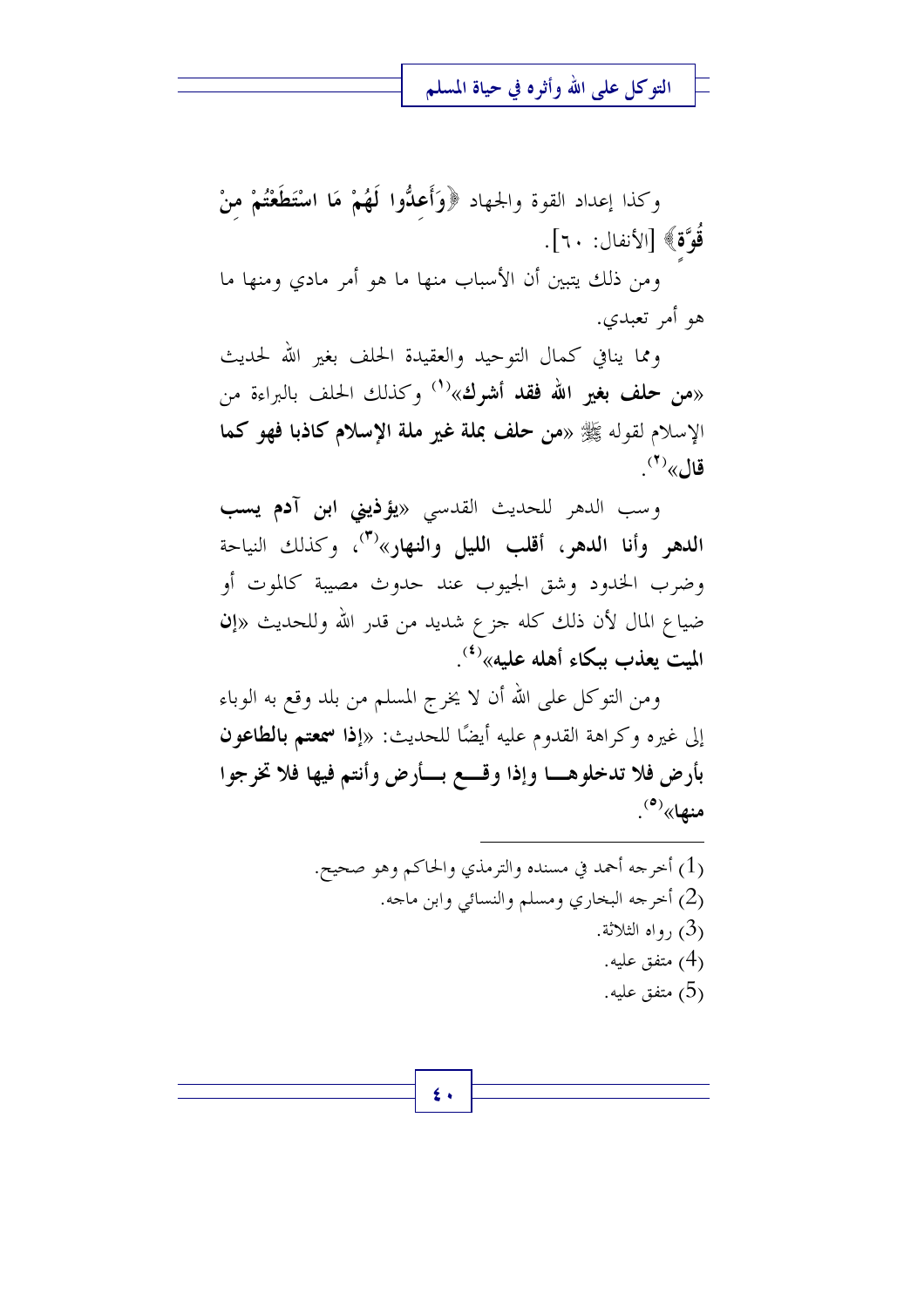وكذا إعداد القوة والجهاد ﴿**وَأَعِدُّوا لَهُمْ مَا اسْتَطَعْتُمْ مِنْ قُوَّةٍ**﴾ [الأنفال: ٦٠].

ومن ذلك يتبين أن الأسباب منها ما هو أمر مادي ومنها ما هو أمر تعبدي.

ومما ينافي كمال التوحيد والعقيدة الحلف بغير الله لحديث «**من حلف بغير الله فقد أشرك**»[1] وكذلك الحلف بالبراءة من الإسلام لقوله ﷺ «**من حلف بملة غير ملة الإسلام كاذبا فهو كما قال**»[2].

وسب الدهر للحديث القدسي «**يؤذيني ابن آدم يسب الدهر وأنا الدهر، أقلب الليل والنهار**»[3]، وكذلك النياحة وضرب الخدود وشق الجيوب عند حدوث مصيبة كالموت أو ضياع المال لأن ذلك كله جزع شديد من قدر الله وللحديث «**إن الميت يعذب ببكاء أهله عليه**»[4].

ومن التوكل على الله أن لا يخرج المسلم من بلد وقع به الوباء إلى غيره وكراهة القدوم عليه أيضًا للحديث: «**إذا سمعتم بالطاعون بأرض فلا تدخلوها وإذا وقع بأرض وأنتم فيها فلا تخرجوا منها**»[5].

---

(1) أخرجه أحمد في مسنده والترمذي والحاكم وهو صحيح.

(2) أخرجه البخاري ومسلم والنسائي وابن ماجه.

(3) رواه الثلاثة.

(4) متفق عليه.

(5) متفق عليه.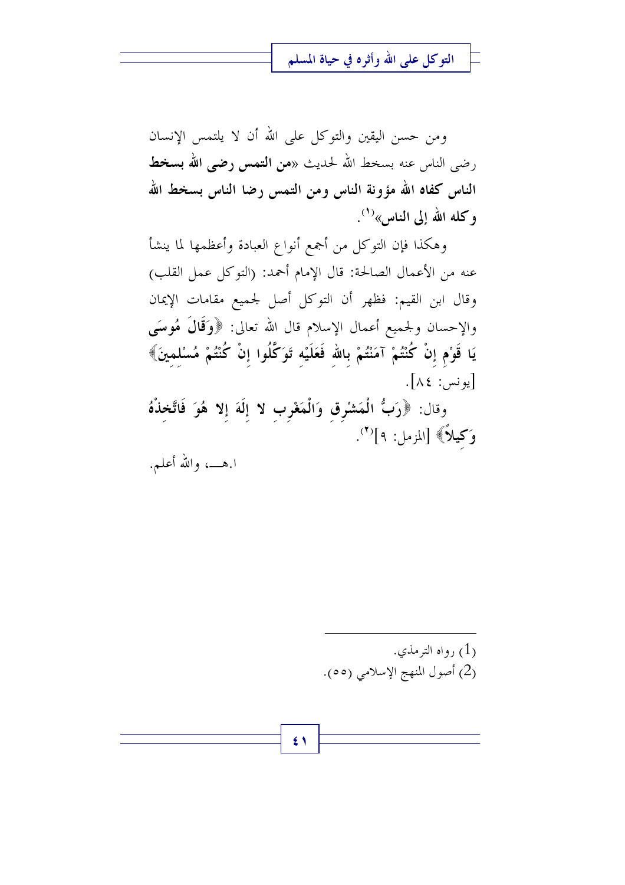ومن حسن اليقين والتوكل على الله أن لا يلتمس الإنسان رضى الناس عنه بسخط الله لحديث «**من التمس رضى الله بسخط الناس كفاه الله مؤونة الناس ومن التمس رضا الناس بسخط الله وكله الله إلى الناس**»[1].

وهكذا فإن التوكل من أجمع أنواع العبادة وأعظمها لما ينشأ عنه من الأعمال الصالحة: قال الإمام أحمد: (التوكل عمل القلب) وقال ابن القيم: فظهر أن التوكل أصل لجميع مقامات الإيمان والإحسان ولجميع أعمال الإسلام قال الله تعالى: ﴿**وَقَالَ مُوسَى يَا قَوْمِ إِنْ كُنْتُمْ آمَنْتُمْ بِاللهِ فَعَلَيْهِ تَوَكَّلُوا إِنْ كُنْتُمْ مُسْلِمِينَ**﴾ [يونس: ٨٤].

وقال: ﴿**رَبُّ الْمَشْرِقِ وَالْمَغْرِبِ لا إِلَهَ إِلا هُوَ فَاتَّخِذْهُ وَكِيلاً**﴾ [المزمل: ٩][2].

ا.هـ، والله أعلم.

---

(1) رواه الترمذي.
(2) أصول المنهج الإسلامي (٥٥).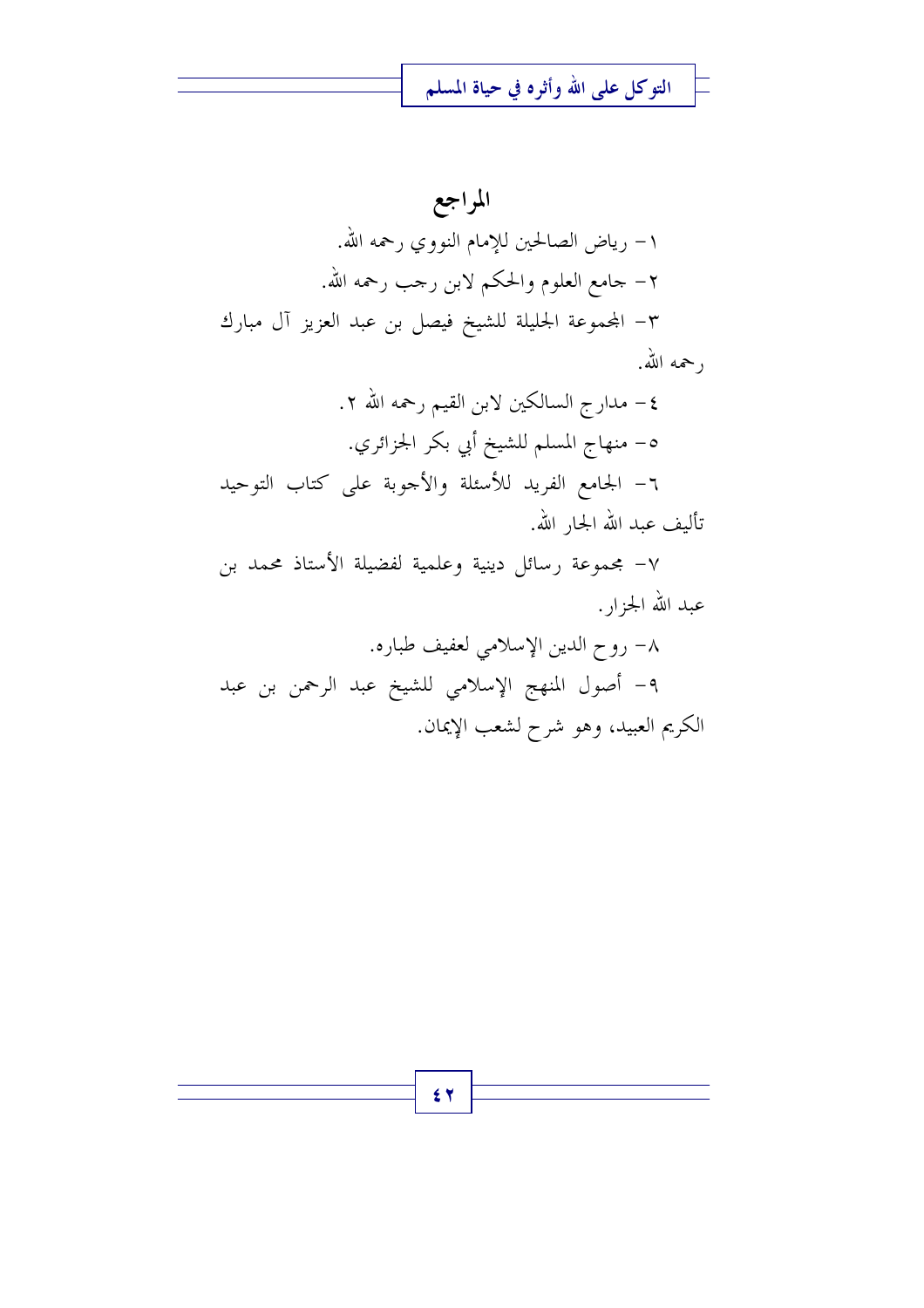## المراجع

١- رياض الصالحين للإمام النووي رحمه الله.

٢- جامع العلوم والحكم لابن رجب رحمه الله.

٣- المجموعة الجليلة للشيخ فيصل بن عبد العزيز آل مبارك رحمه الله.

٤- مدارج السالكين لابن القيم رحمه الله ٢.

٥- منهاج المسلم للشيخ أبي بكر الجزائري.

٦- الجامع الفريد للأسئلة والأجوبة على كتاب التوحيد تأليف عبد الله الجار الله.

٧- مجموعة رسائل دينية وعلمية لفضيلة الأستاذ محمد بن عبد الله الجزار.

٨- روح الدين الإسلامي لعفيف طباره.

٩- أصول المنهج الإسلامي للشيخ عبد الرحمن بن عبد الكريم العبيد، وهو شرح لشعب الإيمان.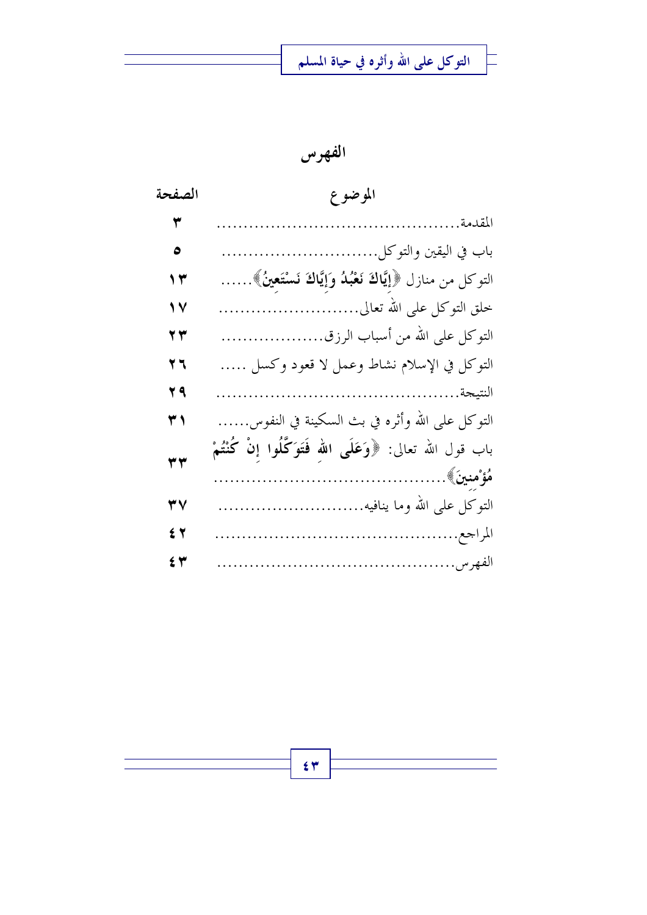# الفهرس

| الموضوع | الصفحة |
|---|---|
| المقدمة | ٣ |
| باب في اليقين والتوكل | ٥ |
| التوكل من منازل ﴿**إِيَّاكَ نَعْبُدُ وَإِيَّاكَ نَسْتَعِينُ**﴾ | ١٣ |
| خلق التوكل على الله تعالى | ١٧ |
| التوكل على الله من أسباب الرزق | ٢٣ |
| التوكل في الإسلام نشاط وعمل لا قعود وكسل | ٢٦ |
| النتيجة | ٢٩ |
| التوكل على الله وأثره في بث السكينة في النفوس | ٣١ |
| باب قول الله تعالى: ﴿**وَعَلَى اللهِ فَتَوَكَّلُوا إِنْ كُنْتُمْ مُؤْمِنِينَ**﴾ | ٣٣ |
| التوكل على الله وما ينافيه | ٣٧ |
| المراجع | ٤٢ |
| الفهرس | ٤٣ |